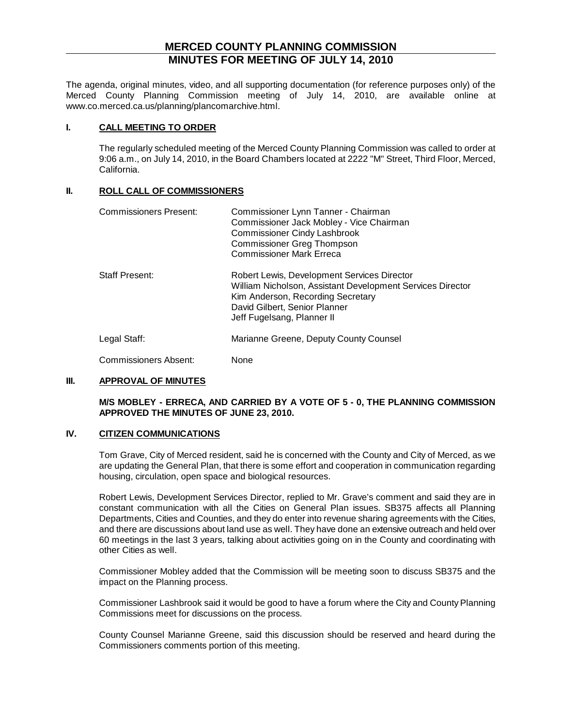# MERCED COUNTY PLANNING COMMISSION
## MINUTES FOR MEETING OF JULY 14, 2010

The agenda, original minutes, video, and all supporting documentation (for reference purposes only) of the Merced County Planning Commission meeting of July 14, 2010, are available online at www.co.merced.ca.us/planning/plancomarchive.html.

### I. CALL MEETING TO ORDER

The regularly scheduled meeting of the Merced County Planning Commission was called to order at 9:06 a.m., on July 14, 2010, in the Board Chambers located at 2222 "M" Street, Third Floor, Merced, California.

### II. ROLL CALL OF COMMISSIONERS

| | |
|---|---|
| Commissioners Present: | Commissioner Lynn Tanner - Chairman<br>Commissioner Jack Mobley - Vice Chairman<br>Commissioner Cindy Lashbrook<br>Commissioner Greg Thompson<br>Commissioner Mark Erreca |
| Staff Present: | Robert Lewis, Development Services Director<br>William Nicholson, Assistant Development Services Director<br>Kim Anderson, Recording Secretary<br>David Gilbert, Senior Planner<br>Jeff Fugelsang, Planner II |
| Legal Staff: | Marianne Greene, Deputy County Counsel |
| Commissioners Absent: | None |

### III. APPROVAL OF MINUTES

**M/S MOBLEY - ERRECA, AND CARRIED BY A VOTE OF 5 - 0, THE PLANNING COMMISSION APPROVED THE MINUTES OF JUNE 23, 2010.**

### IV. CITIZEN COMMUNICATIONS

Tom Grave, City of Merced resident, said he is concerned with the County and City of Merced, as we are updating the General Plan, that there is some effort and cooperation in communication regarding housing, circulation, open space and biological resources.

Robert Lewis, Development Services Director, replied to Mr. Grave's comment and said they are in constant communication with all the Cities on General Plan issues. SB375 affects all Planning Departments, Cities and Counties, and they do enter into revenue sharing agreements with the Cities, and there are discussions about land use as well. They have done an extensive outreach and held over 60 meetings in the last 3 years, talking about activities going on in the County and coordinating with other Cities as well.

Commissioner Mobley added that the Commission will be meeting soon to discuss SB375 and the impact on the Planning process.

Commissioner Lashbrook said it would be good to have a forum where the City and County Planning Commissions meet for discussions on the process.

County Counsel Marianne Greene, said this discussion should be reserved and heard during the Commissioners comments portion of this meeting.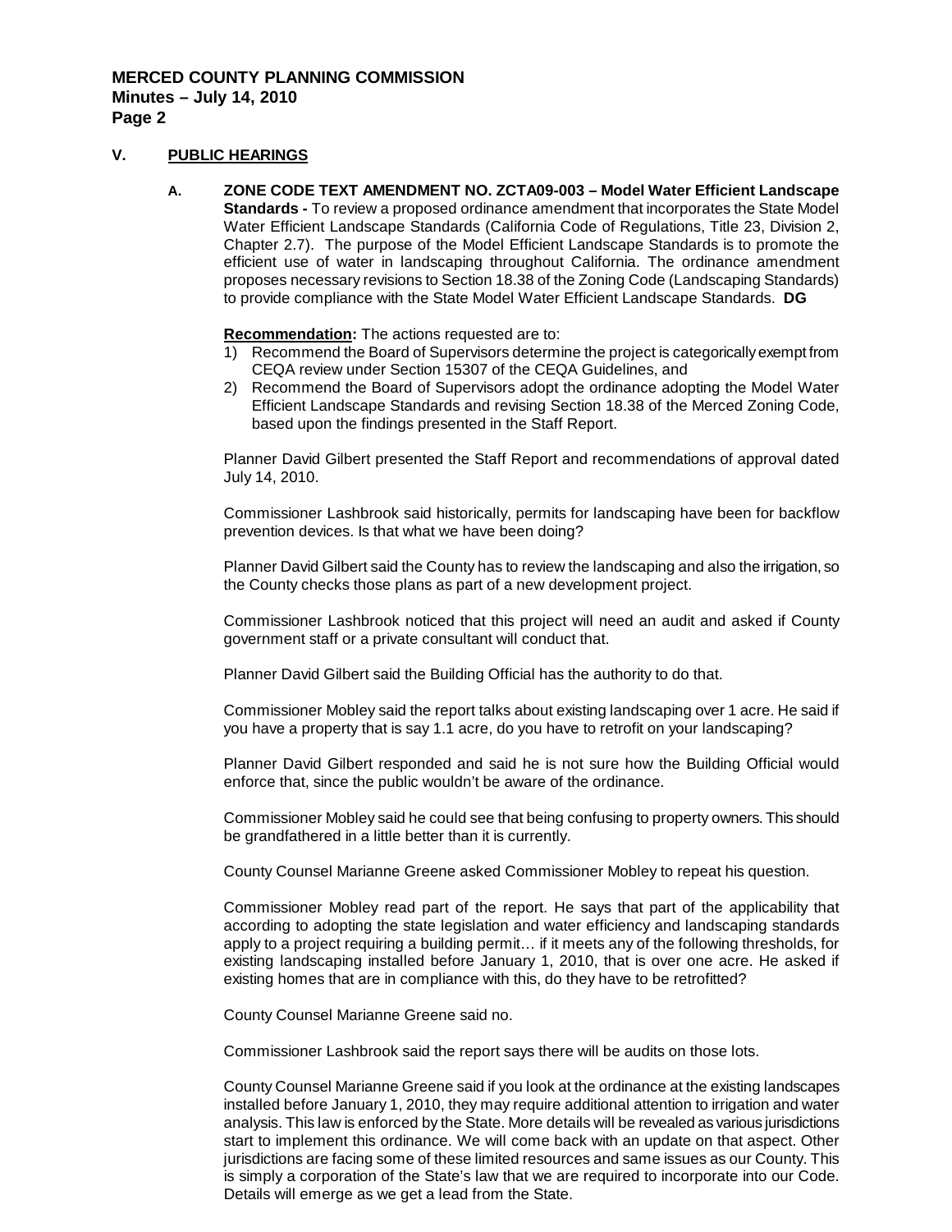## V. PUBLIC HEARINGS

**A. ZONE CODE TEXT AMENDMENT NO. ZCTA09-003 – Model Water Efficient Landscape Standards -** To review a proposed ordinance amendment that incorporates the State Model Water Efficient Landscape Standards (California Code of Regulations, Title 23, Division 2, Chapter 2.7). The purpose of the Model Efficient Landscape Standards is to promote the efficient use of water in landscaping throughout California. The ordinance amendment proposes necessary revisions to Section 18.38 of the Zoning Code (Landscaping Standards) to provide compliance with the State Model Water Efficient Landscape Standards. **DG**

**Recommendation:** The actions requested are to:

1) Recommend the Board of Supervisors determine the project is categorically exempt from CEQA review under Section 15307 of the CEQA Guidelines, and
2) Recommend the Board of Supervisors adopt the ordinance adopting the Model Water Efficient Landscape Standards and revising Section 18.38 of the Merced Zoning Code, based upon the findings presented in the Staff Report.

Planner David Gilbert presented the Staff Report and recommendations of approval dated July 14, 2010.

Commissioner Lashbrook said historically, permits for landscaping have been for backflow prevention devices. Is that what we have been doing?

Planner David Gilbert said the County has to review the landscaping and also the irrigation, so the County checks those plans as part of a new development project.

Commissioner Lashbrook noticed that this project will need an audit and asked if County government staff or a private consultant will conduct that.

Planner David Gilbert said the Building Official has the authority to do that.

Commissioner Mobley said the report talks about existing landscaping over 1 acre. He said if you have a property that is say 1.1 acre, do you have to retrofit on your landscaping?

Planner David Gilbert responded and said he is not sure how the Building Official would enforce that, since the public wouldn't be aware of the ordinance.

Commissioner Mobley said he could see that being confusing to property owners. This should be grandfathered in a little better than it is currently.

County Counsel Marianne Greene asked Commissioner Mobley to repeat his question.

Commissioner Mobley read part of the report. He says that part of the applicability that according to adopting the state legislation and water efficiency and landscaping standards apply to a project requiring a building permit… if it meets any of the following thresholds, for existing landscaping installed before January 1, 2010, that is over one acre. He asked if existing homes that are in compliance with this, do they have to be retrofitted?

County Counsel Marianne Greene said no.

Commissioner Lashbrook said the report says there will be audits on those lots.

County Counsel Marianne Greene said if you look at the ordinance at the existing landscapes installed before January 1, 2010, they may require additional attention to irrigation and water analysis. This law is enforced by the State. More details will be revealed as various jurisdictions start to implement this ordinance. We will come back with an update on that aspect. Other jurisdictions are facing some of these limited resources and same issues as our County. This is simply a corporation of the State's law that we are required to incorporate into our Code. Details will emerge as we get a lead from the State.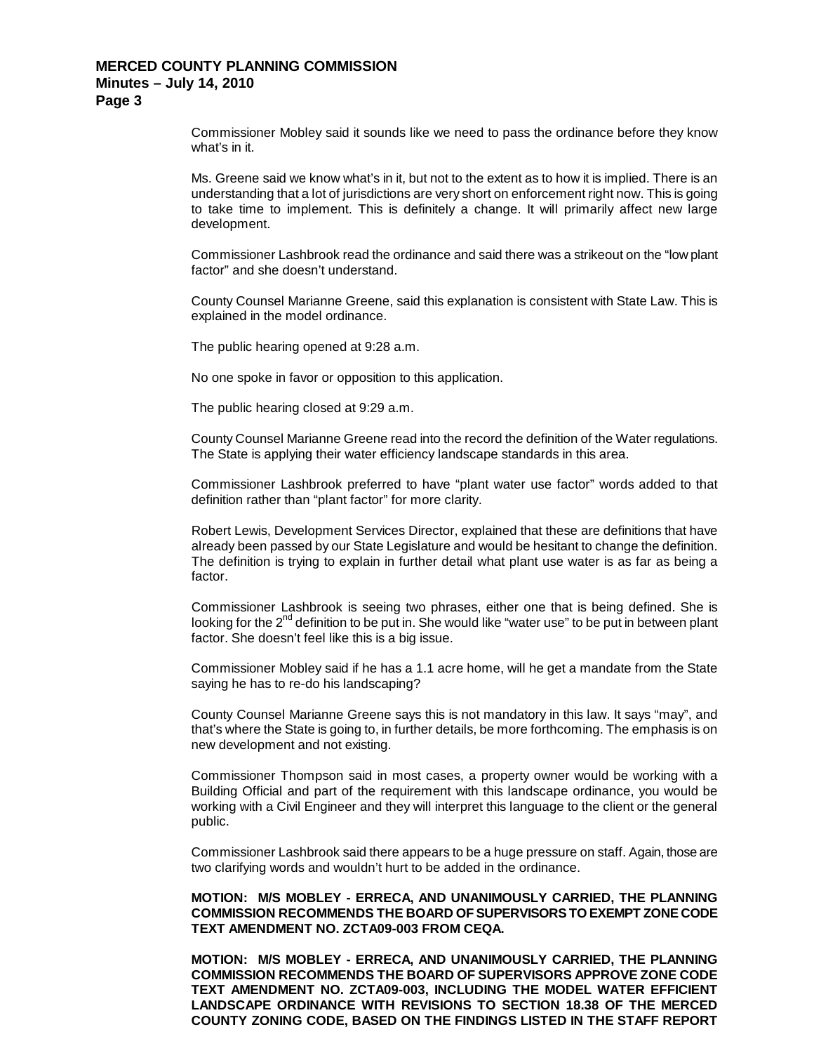Commissioner Mobley said it sounds like we need to pass the ordinance before they know what's in it.

Ms. Greene said we know what's in it, but not to the extent as to how it is implied. There is an understanding that a lot of jurisdictions are very short on enforcement right now. This is going to take time to implement. This is definitely a change. It will primarily affect new large development.

Commissioner Lashbrook read the ordinance and said there was a strikeout on the "low plant factor" and she doesn't understand.

County Counsel Marianne Greene, said this explanation is consistent with State Law. This is explained in the model ordinance.

The public hearing opened at 9:28 a.m.

No one spoke in favor or opposition to this application.

The public hearing closed at 9:29 a.m.

County Counsel Marianne Greene read into the record the definition of the Water regulations. The State is applying their water efficiency landscape standards in this area.

Commissioner Lashbrook preferred to have "plant water use factor" words added to that definition rather than "plant factor" for more clarity.

Robert Lewis, Development Services Director, explained that these are definitions that have already been passed by our State Legislature and would be hesitant to change the definition. The definition is trying to explain in further detail what plant use water is as far as being a factor.

Commissioner Lashbrook is seeing two phrases, either one that is being defined. She is looking for the 2nd definition to be put in. She would like "water use" to be put in between plant factor. She doesn't feel like this is a big issue.

Commissioner Mobley said if he has a 1.1 acre home, will he get a mandate from the State saying he has to re-do his landscaping?

County Counsel Marianne Greene says this is not mandatory in this law. It says "may", and that's where the State is going to, in further details, be more forthcoming. The emphasis is on new development and not existing.

Commissioner Thompson said in most cases, a property owner would be working with a Building Official and part of the requirement with this landscape ordinance, you would be working with a Civil Engineer and they will interpret this language to the client or the general public.

Commissioner Lashbrook said there appears to be a huge pressure on staff. Again, those are two clarifying words and wouldn't hurt to be added in the ordinance.

**MOTION: M/S MOBLEY - ERRECA, AND UNANIMOUSLY CARRIED, THE PLANNING COMMISSION RECOMMENDS THE BOARD OF SUPERVISORS TO EXEMPT ZONE CODE TEXT AMENDMENT NO. ZCTA09-003 FROM CEQA.**

**MOTION: M/S MOBLEY - ERRECA, AND UNANIMOUSLY CARRIED, THE PLANNING COMMISSION RECOMMENDS THE BOARD OF SUPERVISORS APPROVE ZONE CODE TEXT AMENDMENT NO. ZCTA09-003, INCLUDING THE MODEL WATER EFFICIENT LANDSCAPE ORDINANCE WITH REVISIONS TO SECTION 18.38 OF THE MERCED COUNTY ZONING CODE, BASED ON THE FINDINGS LISTED IN THE STAFF REPORT**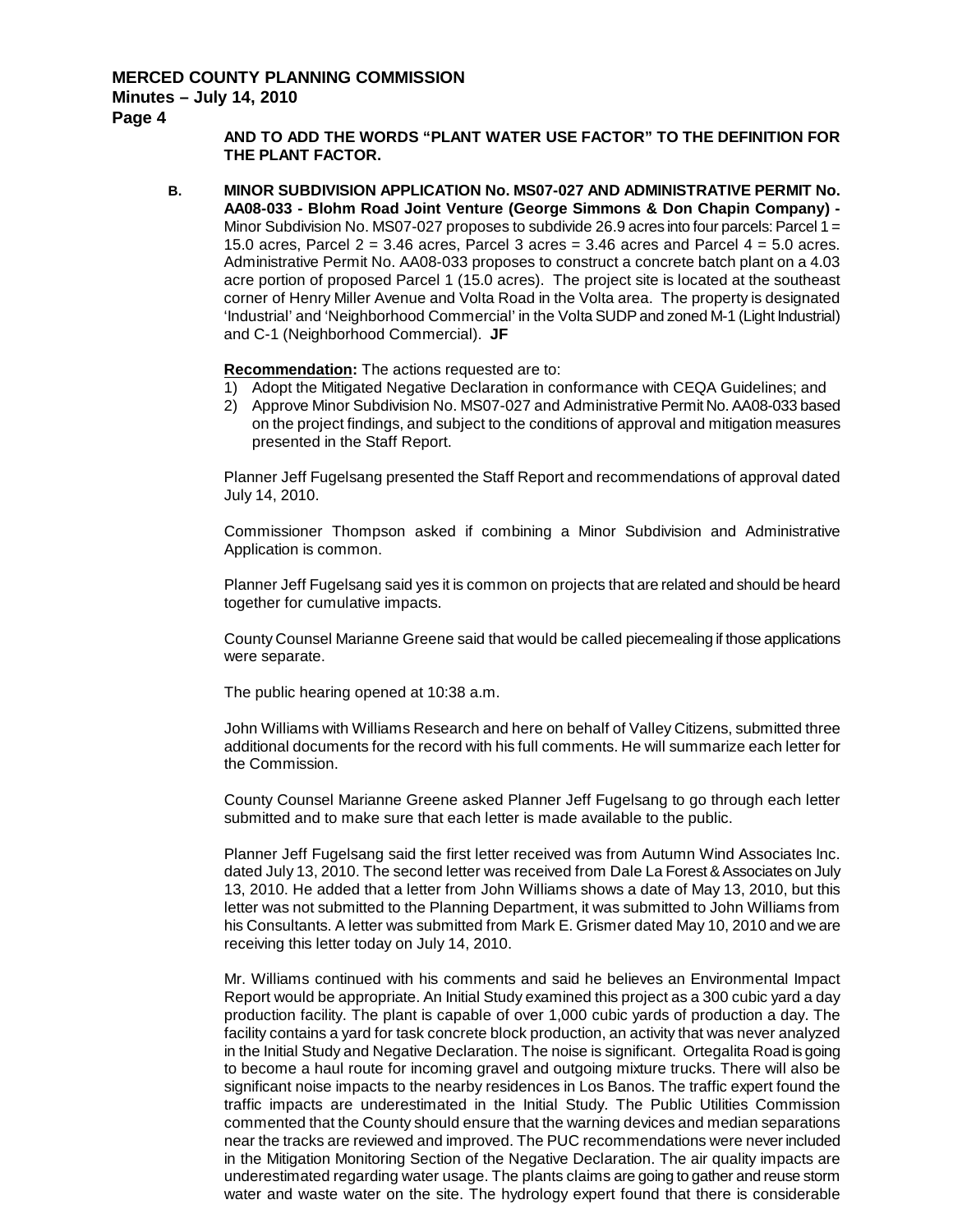**AND TO ADD THE WORDS "PLANT WATER USE FACTOR" TO THE DEFINITION FOR THE PLANT FACTOR.**

**B. MINOR SUBDIVISION APPLICATION No. MS07-027 AND ADMINISTRATIVE PERMIT No. AA08-033 - Blohm Road Joint Venture (George Simmons & Don Chapin Company) -** Minor Subdivision No. MS07-027 proposes to subdivide 26.9 acres into four parcels: Parcel 1 = 15.0 acres, Parcel 2 = 3.46 acres, Parcel 3 acres = 3.46 acres and Parcel 4 = 5.0 acres. Administrative Permit No. AA08-033 proposes to construct a concrete batch plant on a 4.03 acre portion of proposed Parcel 1 (15.0 acres). The project site is located at the southeast corner of Henry Miller Avenue and Volta Road in the Volta area. The property is designated 'Industrial' and 'Neighborhood Commercial' in the Volta SUDP and zoned M-1 (Light Industrial) and C-1 (Neighborhood Commercial). **JF**

**Recommendation:** The actions requested are to:

1) Adopt the Mitigated Negative Declaration in conformance with CEQA Guidelines; and
2) Approve Minor Subdivision No. MS07-027 and Administrative Permit No. AA08-033 based on the project findings, and subject to the conditions of approval and mitigation measures presented in the Staff Report.

Planner Jeff Fugelsang presented the Staff Report and recommendations of approval dated July 14, 2010.

Commissioner Thompson asked if combining a Minor Subdivision and Administrative Application is common.

Planner Jeff Fugelsang said yes it is common on projects that are related and should be heard together for cumulative impacts.

County Counsel Marianne Greene said that would be called piecemealing if those applications were separate.

The public hearing opened at 10:38 a.m.

John Williams with Williams Research and here on behalf of Valley Citizens, submitted three additional documents for the record with his full comments. He will summarize each letter for the Commission.

County Counsel Marianne Greene asked Planner Jeff Fugelsang to go through each letter submitted and to make sure that each letter is made available to the public.

Planner Jeff Fugelsang said the first letter received was from Autumn Wind Associates Inc. dated July 13, 2010. The second letter was received from Dale La Forest & Associates on July 13, 2010. He added that a letter from John Williams shows a date of May 13, 2010, but this letter was not submitted to the Planning Department, it was submitted to John Williams from his Consultants. A letter was submitted from Mark E. Grismer dated May 10, 2010 and we are receiving this letter today on July 14, 2010.

Mr. Williams continued with his comments and said he believes an Environmental Impact Report would be appropriate. An Initial Study examined this project as a 300 cubic yard a day production facility. The plant is capable of over 1,000 cubic yards of production a day. The facility contains a yard for task concrete block production, an activity that was never analyzed in the Initial Study and Negative Declaration. The noise is significant. Ortegalita Road is going to become a haul route for incoming gravel and outgoing mixture trucks. There will also be significant noise impacts to the nearby residences in Los Banos. The traffic expert found the traffic impacts are underestimated in the Initial Study. The Public Utilities Commission commented that the County should ensure that the warning devices and median separations near the tracks are reviewed and improved. The PUC recommendations were never included in the Mitigation Monitoring Section of the Negative Declaration. The air quality impacts are underestimated regarding water usage. The plants claims are going to gather and reuse storm water and waste water on the site. The hydrology expert found that there is considerable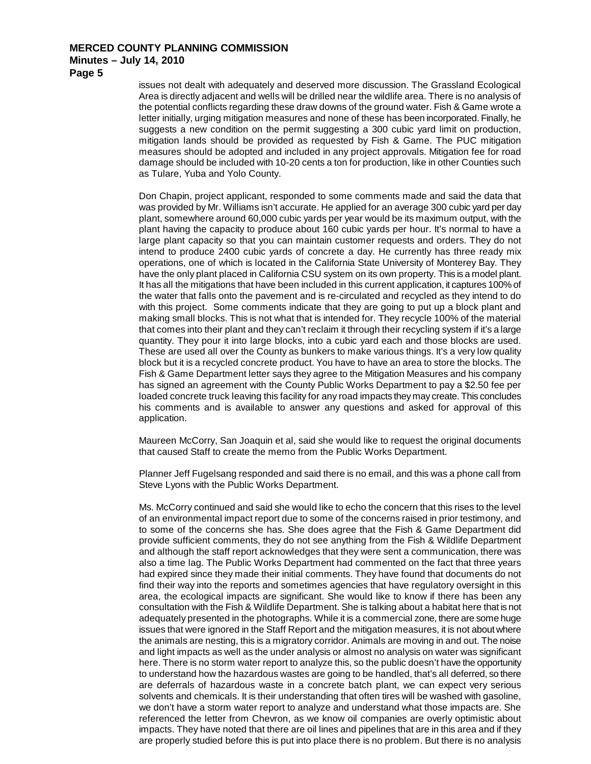issues not dealt with adequately and deserved more discussion. The Grassland Ecological Area is directly adjacent and wells will be drilled near the wildlife area. There is no analysis of the potential conflicts regarding these draw downs of the ground water. Fish & Game wrote a letter initially, urging mitigation measures and none of these has been incorporated. Finally, he suggests a new condition on the permit suggesting a 300 cubic yard limit on production, mitigation lands should be provided as requested by Fish & Game. The PUC mitigation measures should be adopted and included in any project approvals. Mitigation fee for road damage should be included with 10-20 cents a ton for production, like in other Counties such as Tulare, Yuba and Yolo County.

Don Chapin, project applicant, responded to some comments made and said the data that was provided by Mr. Williams isn't accurate. He applied for an average 300 cubic yard per day plant, somewhere around 60,000 cubic yards per year would be its maximum output, with the plant having the capacity to produce about 160 cubic yards per hour. It's normal to have a large plant capacity so that you can maintain customer requests and orders. They do not intend to produce 2400 cubic yards of concrete a day. He currently has three ready mix operations, one of which is located in the California State University of Monterey Bay. They have the only plant placed in California CSU system on its own property. This is a model plant. It has all the mitigations that have been included in this current application, it captures 100% of the water that falls onto the pavement and is re-circulated and recycled as they intend to do with this project. Some comments indicate that they are going to put up a block plant and making small blocks. This is not what that is intended for. They recycle 100% of the material that comes into their plant and they can't reclaim it through their recycling system if it's a large quantity. They pour it into large blocks, into a cubic yard each and those blocks are used. These are used all over the County as bunkers to make various things. It's a very low quality block but it is a recycled concrete product. You have to have an area to store the blocks. The Fish & Game Department letter says they agree to the Mitigation Measures and his company has signed an agreement with the County Public Works Department to pay a $2.50 fee per loaded concrete truck leaving this facility for any road impacts they may create. This concludes his comments and is available to answer any questions and asked for approval of this application.

Maureen McCorry, San Joaquin et al, said she would like to request the original documents that caused Staff to create the memo from the Public Works Department.

Planner Jeff Fugelsang responded and said there is no email, and this was a phone call from Steve Lyons with the Public Works Department.

Ms. McCorry continued and said she would like to echo the concern that this rises to the level of an environmental impact report due to some of the concerns raised in prior testimony, and to some of the concerns she has. She does agree that the Fish & Game Department did provide sufficient comments, they do not see anything from the Fish & Wildlife Department and although the staff report acknowledges that they were sent a communication, there was also a time lag. The Public Works Department had commented on the fact that three years had expired since they made their initial comments. They have found that documents do not find their way into the reports and sometimes agencies that have regulatory oversight in this area, the ecological impacts are significant. She would like to know if there has been any consultation with the Fish & Wildlife Department. She is talking about a habitat here that is not adequately presented in the photographs. While it is a commercial zone, there are some huge issues that were ignored in the Staff Report and the mitigation measures, it is not about where the animals are nesting, this is a migratory corridor. Animals are moving in and out. The noise and light impacts as well as the under analysis or almost no analysis on water was significant here. There is no storm water report to analyze this, so the public doesn't have the opportunity to understand how the hazardous wastes are going to be handled, that's all deferred, so there are deferrals of hazardous waste in a concrete batch plant, we can expect very serious solvents and chemicals. It is their understanding that often tires will be washed with gasoline, we don't have a storm water report to analyze and understand what those impacts are. She referenced the letter from Chevron, as we know oil companies are overly optimistic about impacts. They have noted that there are oil lines and pipelines that are in this area and if they are properly studied before this is put into place there is no problem. But there is no analysis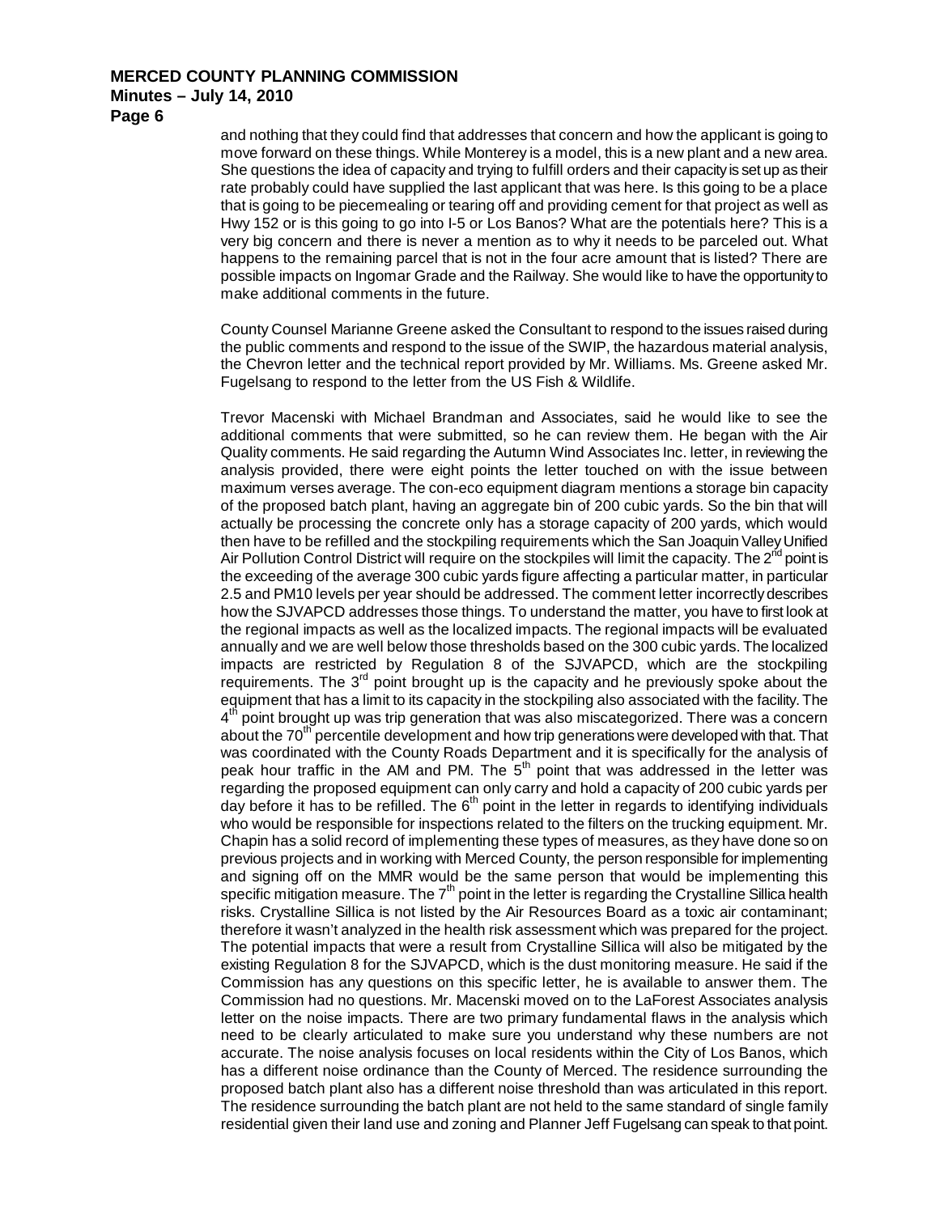and nothing that they could find that addresses that concern and how the applicant is going to move forward on these things. While Monterey is a model, this is a new plant and a new area. She questions the idea of capacity and trying to fulfill orders and their capacity is set up as their rate probably could have supplied the last applicant that was here. Is this going to be a place that is going to be piecemealing or tearing off and providing cement for that project as well as Hwy 152 or is this going to go into I-5 or Los Banos? What are the potentials here? This is a very big concern and there is never a mention as to why it needs to be parceled out. What happens to the remaining parcel that is not in the four acre amount that is listed? There are possible impacts on Ingomar Grade and the Railway. She would like to have the opportunity to make additional comments in the future.

County Counsel Marianne Greene asked the Consultant to respond to the issues raised during the public comments and respond to the issue of the SWIP, the hazardous material analysis, the Chevron letter and the technical report provided by Mr. Williams. Ms. Greene asked Mr. Fugelsang to respond to the letter from the US Fish & Wildlife.

Trevor Macenski with Michael Brandman and Associates, said he would like to see the additional comments that were submitted, so he can review them. He began with the Air Quality comments. He said regarding the Autumn Wind Associates Inc. letter, in reviewing the analysis provided, there were eight points the letter touched on with the issue between maximum verses average. The con-eco equipment diagram mentions a storage bin capacity of the proposed batch plant, having an aggregate bin of 200 cubic yards. So the bin that will actually be processing the concrete only has a storage capacity of 200 yards, which would then have to be refilled and the stockpiling requirements which the San Joaquin Valley Unified Air Pollution Control District will require on the stockpiles will limit the capacity. The 2nd point is the exceeding of the average 300 cubic yards figure affecting a particular matter, in particular 2.5 and PM10 levels per year should be addressed. The comment letter incorrectly describes how the SJVAPCD addresses those things. To understand the matter, you have to first look at the regional impacts as well as the localized impacts. The regional impacts will be evaluated annually and we are well below those thresholds based on the 300 cubic yards. The localized impacts are restricted by Regulation 8 of the SJVAPCD, which are the stockpiling requirements. The 3rd point brought up is the capacity and he previously spoke about the equipment that has a limit to its capacity in the stockpiling also associated with the facility. The 4th point brought up was trip generation that was also miscategorized. There was a concern about the 70th percentile development and how trip generations were developed with that. That was coordinated with the County Roads Department and it is specifically for the analysis of peak hour traffic in the AM and PM. The 5th point that was addressed in the letter was regarding the proposed equipment can only carry and hold a capacity of 200 cubic yards per day before it has to be refilled. The 6th point in the letter in regards to identifying individuals who would be responsible for inspections related to the filters on the trucking equipment. Mr. Chapin has a solid record of implementing these types of measures, as they have done so on previous projects and in working with Merced County, the person responsible for implementing and signing off on the MMR would be the same person that would be implementing this specific mitigation measure. The 7th point in the letter is regarding the Crystalline Sillica health risks. Crystalline Sillica is not listed by the Air Resources Board as a toxic air contaminant; therefore it wasn't analyzed in the health risk assessment which was prepared for the project. The potential impacts that were a result from Crystalline Sillica will also be mitigated by the existing Regulation 8 for the SJVAPCD, which is the dust monitoring measure. He said if the Commission has any questions on this specific letter, he is available to answer them. The Commission had no questions. Mr. Macenski moved on to the LaForest Associates analysis letter on the noise impacts. There are two primary fundamental flaws in the analysis which need to be clearly articulated to make sure you understand why these numbers are not accurate. The noise analysis focuses on local residents within the City of Los Banos, which has a different noise ordinance than the County of Merced. The residence surrounding the proposed batch plant also has a different noise threshold than was articulated in this report. The residence surrounding the batch plant are not held to the same standard of single family residential given their land use and zoning and Planner Jeff Fugelsang can speak to that point.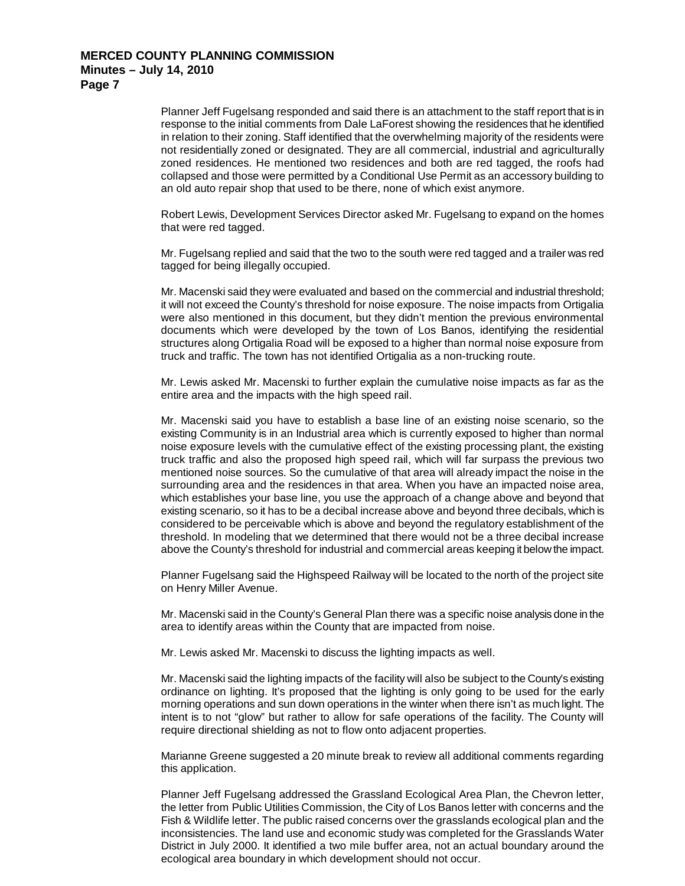Planner Jeff Fugelsang responded and said there is an attachment to the staff report that is in response to the initial comments from Dale LaForest showing the residences that he identified in relation to their zoning. Staff identified that the overwhelming majority of the residents were not residentially zoned or designated. They are all commercial, industrial and agriculturally zoned residences. He mentioned two residences and both are red tagged, the roofs had collapsed and those were permitted by a Conditional Use Permit as an accessory building to an old auto repair shop that used to be there, none of which exist anymore.

Robert Lewis, Development Services Director asked Mr. Fugelsang to expand on the homes that were red tagged.

Mr. Fugelsang replied and said that the two to the south were red tagged and a trailer was red tagged for being illegally occupied.

Mr. Macenski said they were evaluated and based on the commercial and industrial threshold; it will not exceed the County's threshold for noise exposure. The noise impacts from Ortigalia were also mentioned in this document, but they didn't mention the previous environmental documents which were developed by the town of Los Banos, identifying the residential structures along Ortigalia Road will be exposed to a higher than normal noise exposure from truck and traffic. The town has not identified Ortigalia as a non-trucking route.

Mr. Lewis asked Mr. Macenski to further explain the cumulative noise impacts as far as the entire area and the impacts with the high speed rail.

Mr. Macenski said you have to establish a base line of an existing noise scenario, so the existing Community is in an Industrial area which is currently exposed to higher than normal noise exposure levels with the cumulative effect of the existing processing plant, the existing truck traffic and also the proposed high speed rail, which will far surpass the previous two mentioned noise sources. So the cumulative of that area will already impact the noise in the surrounding area and the residences in that area. When you have an impacted noise area, which establishes your base line, you use the approach of a change above and beyond that existing scenario, so it has to be a decibal increase above and beyond three decibals, which is considered to be perceivable which is above and beyond the regulatory establishment of the threshold. In modeling that we determined that there would not be a three decibal increase above the County's threshold for industrial and commercial areas keeping it below the impact.

Planner Fugelsang said the Highspeed Railway will be located to the north of the project site on Henry Miller Avenue.

Mr. Macenski said in the County's General Plan there was a specific noise analysis done in the area to identify areas within the County that are impacted from noise.

Mr. Lewis asked Mr. Macenski to discuss the lighting impacts as well.

Mr. Macenski said the lighting impacts of the facility will also be subject to the County's existing ordinance on lighting. It's proposed that the lighting is only going to be used for the early morning operations and sun down operations in the winter when there isn't as much light. The intent is to not "glow" but rather to allow for safe operations of the facility. The County will require directional shielding as not to flow onto adjacent properties.

Marianne Greene suggested a 20 minute break to review all additional comments regarding this application.

Planner Jeff Fugelsang addressed the Grassland Ecological Area Plan, the Chevron letter, the letter from Public Utilities Commission, the City of Los Banos letter with concerns and the Fish & Wildlife letter. The public raised concerns over the grasslands ecological plan and the inconsistencies. The land use and economic study was completed for the Grasslands Water District in July 2000. It identified a two mile buffer area, not an actual boundary around the ecological area boundary in which development should not occur.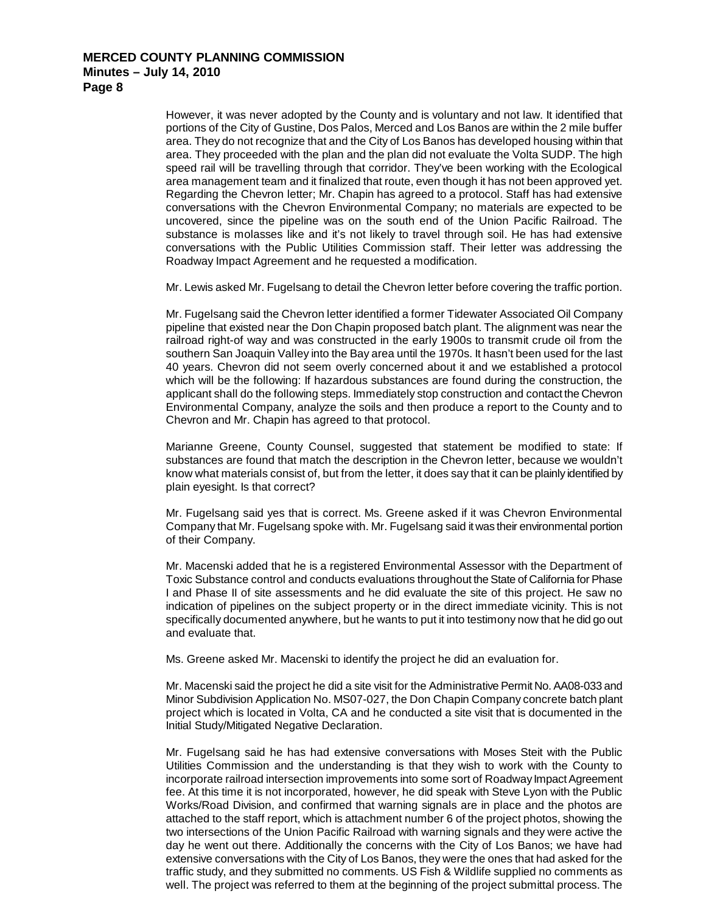However, it was never adopted by the County and is voluntary and not law. It identified that portions of the City of Gustine, Dos Palos, Merced and Los Banos are within the 2 mile buffer area. They do not recognize that and the City of Los Banos has developed housing within that area. They proceeded with the plan and the plan did not evaluate the Volta SUDP. The high speed rail will be travelling through that corridor. They've been working with the Ecological area management team and it finalized that route, even though it has not been approved yet. Regarding the Chevron letter; Mr. Chapin has agreed to a protocol. Staff has had extensive conversations with the Chevron Environmental Company; no materials are expected to be uncovered, since the pipeline was on the south end of the Union Pacific Railroad. The substance is molasses like and it's not likely to travel through soil. He has had extensive conversations with the Public Utilities Commission staff. Their letter was addressing the Roadway Impact Agreement and he requested a modification.

Mr. Lewis asked Mr. Fugelsang to detail the Chevron letter before covering the traffic portion.

Mr. Fugelsang said the Chevron letter identified a former Tidewater Associated Oil Company pipeline that existed near the Don Chapin proposed batch plant. The alignment was near the railroad right-of way and was constructed in the early 1900s to transmit crude oil from the southern San Joaquin Valley into the Bay area until the 1970s. It hasn't been used for the last 40 years. Chevron did not seem overly concerned about it and we established a protocol which will be the following: If hazardous substances are found during the construction, the applicant shall do the following steps. Immediately stop construction and contact the Chevron Environmental Company, analyze the soils and then produce a report to the County and to Chevron and Mr. Chapin has agreed to that protocol.

Marianne Greene, County Counsel, suggested that statement be modified to state: If substances are found that match the description in the Chevron letter, because we wouldn't know what materials consist of, but from the letter, it does say that it can be plainly identified by plain eyesight. Is that correct?

Mr. Fugelsang said yes that is correct. Ms. Greene asked if it was Chevron Environmental Company that Mr. Fugelsang spoke with. Mr. Fugelsang said it was their environmental portion of their Company.

Mr. Macenski added that he is a registered Environmental Assessor with the Department of Toxic Substance control and conducts evaluations throughout the State of California for Phase I and Phase II of site assessments and he did evaluate the site of this project. He saw no indication of pipelines on the subject property or in the direct immediate vicinity. This is not specifically documented anywhere, but he wants to put it into testimony now that he did go out and evaluate that.

Ms. Greene asked Mr. Macenski to identify the project he did an evaluation for.

Mr. Macenski said the project he did a site visit for the Administrative Permit No. AA08-033 and Minor Subdivision Application No. MS07-027, the Don Chapin Company concrete batch plant project which is located in Volta, CA and he conducted a site visit that is documented in the Initial Study/Mitigated Negative Declaration.

Mr. Fugelsang said he has had extensive conversations with Moses Steit with the Public Utilities Commission and the understanding is that they wish to work with the County to incorporate railroad intersection improvements into some sort of Roadway Impact Agreement fee. At this time it is not incorporated, however, he did speak with Steve Lyon with the Public Works/Road Division, and confirmed that warning signals are in place and the photos are attached to the staff report, which is attachment number 6 of the project photos, showing the two intersections of the Union Pacific Railroad with warning signals and they were active the day he went out there. Additionally the concerns with the City of Los Banos; we have had extensive conversations with the City of Los Banos, they were the ones that had asked for the traffic study, and they submitted no comments. US Fish & Wildlife supplied no comments as well. The project was referred to them at the beginning of the project submittal process. The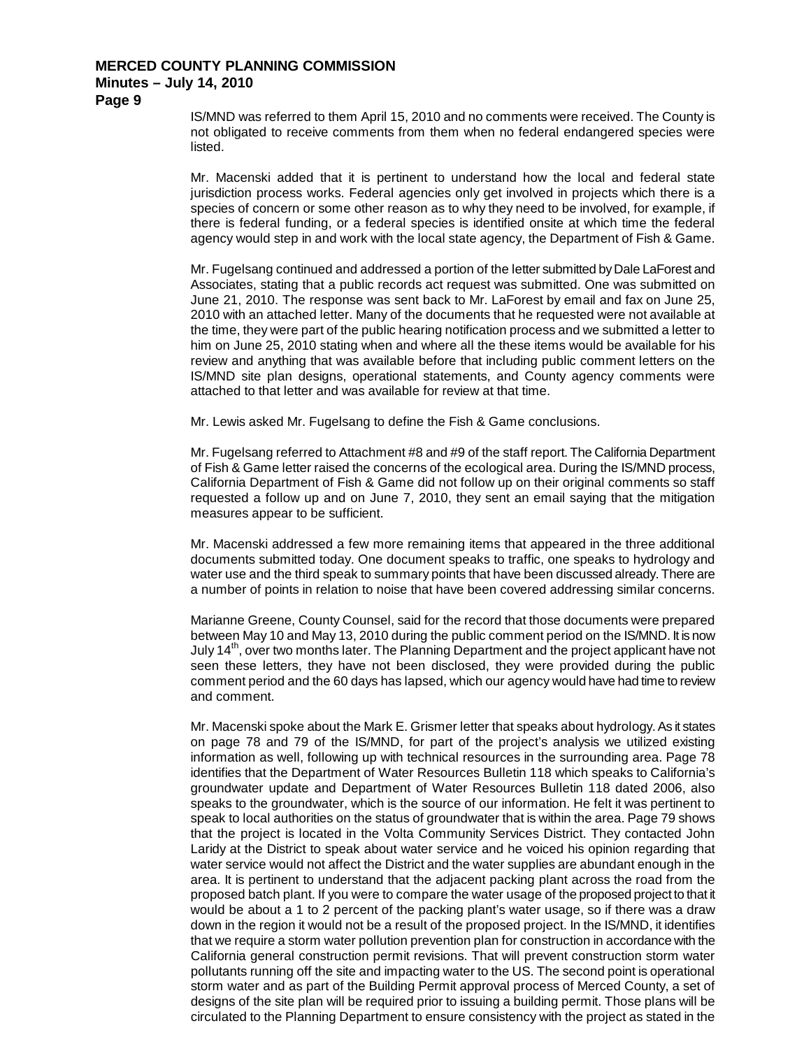IS/MND was referred to them April 15, 2010 and no comments were received. The County is not obligated to receive comments from them when no federal endangered species were listed.

Mr. Macenski added that it is pertinent to understand how the local and federal state jurisdiction process works. Federal agencies only get involved in projects which there is a species of concern or some other reason as to why they need to be involved, for example, if there is federal funding, or a federal species is identified onsite at which time the federal agency would step in and work with the local state agency, the Department of Fish & Game.

Mr. Fugelsang continued and addressed a portion of the letter submitted by Dale LaForest and Associates, stating that a public records act request was submitted. One was submitted on June 21, 2010. The response was sent back to Mr. LaForest by email and fax on June 25, 2010 with an attached letter. Many of the documents that he requested were not available at the time, they were part of the public hearing notification process and we submitted a letter to him on June 25, 2010 stating when and where all the these items would be available for his review and anything that was available before that including public comment letters on the IS/MND site plan designs, operational statements, and County agency comments were attached to that letter and was available for review at that time.

Mr. Lewis asked Mr. Fugelsang to define the Fish & Game conclusions.

Mr. Fugelsang referred to Attachment #8 and #9 of the staff report. The California Department of Fish & Game letter raised the concerns of the ecological area. During the IS/MND process, California Department of Fish & Game did not follow up on their original comments so staff requested a follow up and on June 7, 2010, they sent an email saying that the mitigation measures appear to be sufficient.

Mr. Macenski addressed a few more remaining items that appeared in the three additional documents submitted today. One document speaks to traffic, one speaks to hydrology and water use and the third speak to summary points that have been discussed already. There are a number of points in relation to noise that have been covered addressing similar concerns.

Marianne Greene, County Counsel, said for the record that those documents were prepared between May 10 and May 13, 2010 during the public comment period on the IS/MND. It is now July 14th, over two months later. The Planning Department and the project applicant have not seen these letters, they have not been disclosed, they were provided during the public comment period and the 60 days has lapsed, which our agency would have had time to review and comment.

Mr. Macenski spoke about the Mark E. Grismer letter that speaks about hydrology. As it states on page 78 and 79 of the IS/MND, for part of the project's analysis we utilized existing information as well, following up with technical resources in the surrounding area. Page 78 identifies that the Department of Water Resources Bulletin 118 which speaks to California's groundwater update and Department of Water Resources Bulletin 118 dated 2006, also speaks to the groundwater, which is the source of our information. He felt it was pertinent to speak to local authorities on the status of groundwater that is within the area. Page 79 shows that the project is located in the Volta Community Services District. They contacted John Laridy at the District to speak about water service and he voiced his opinion regarding that water service would not affect the District and the water supplies are abundant enough in the area. It is pertinent to understand that the adjacent packing plant across the road from the proposed batch plant. If you were to compare the water usage of the proposed project to that it would be about a 1 to 2 percent of the packing plant's water usage, so if there was a draw down in the region it would not be a result of the proposed project. In the IS/MND, it identifies that we require a storm water pollution prevention plan for construction in accordance with the California general construction permit revisions. That will prevent construction storm water pollutants running off the site and impacting water to the US. The second point is operational storm water and as part of the Building Permit approval process of Merced County, a set of designs of the site plan will be required prior to issuing a building permit. Those plans will be circulated to the Planning Department to ensure consistency with the project as stated in the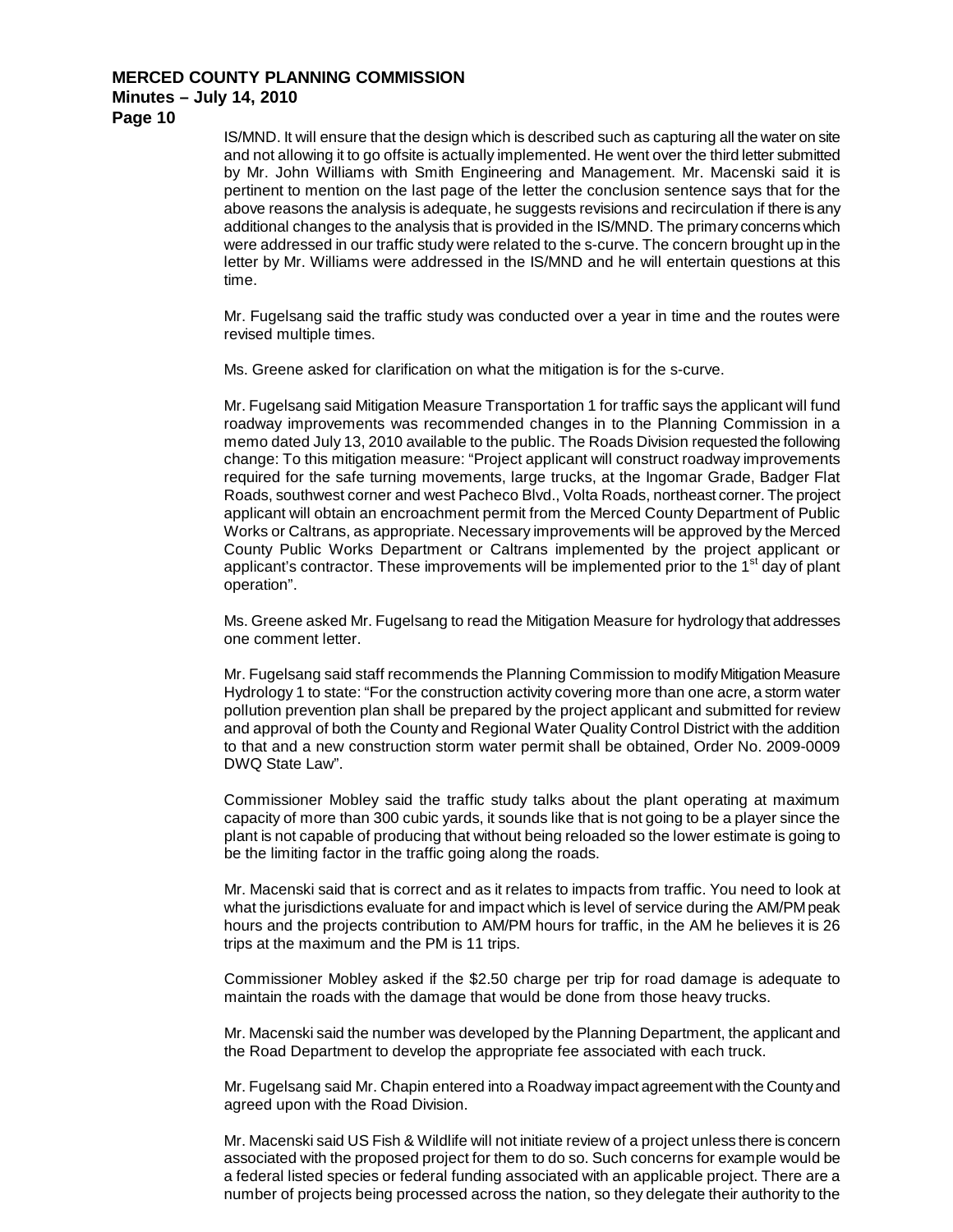IS/MND. It will ensure that the design which is described such as capturing all the water on site and not allowing it to go offsite is actually implemented. He went over the third letter submitted by Mr. John Williams with Smith Engineering and Management. Mr. Macenski said it is pertinent to mention on the last page of the letter the conclusion sentence says that for the above reasons the analysis is adequate, he suggests revisions and recirculation if there is any additional changes to the analysis that is provided in the IS/MND. The primary concerns which were addressed in our traffic study were related to the s-curve. The concern brought up in the letter by Mr. Williams were addressed in the IS/MND and he will entertain questions at this time.

Mr. Fugelsang said the traffic study was conducted over a year in time and the routes were revised multiple times.

Ms. Greene asked for clarification on what the mitigation is for the s-curve.

Mr. Fugelsang said Mitigation Measure Transportation 1 for traffic says the applicant will fund roadway improvements was recommended changes in to the Planning Commission in a memo dated July 13, 2010 available to the public. The Roads Division requested the following change: To this mitigation measure: "Project applicant will construct roadway improvements required for the safe turning movements, large trucks, at the Ingomar Grade, Badger Flat Roads, southwest corner and west Pacheco Blvd., Volta Roads, northeast corner. The project applicant will obtain an encroachment permit from the Merced County Department of Public Works or Caltrans, as appropriate. Necessary improvements will be approved by the Merced County Public Works Department or Caltrans implemented by the project applicant or applicant's contractor. These improvements will be implemented prior to the 1st day of plant operation".

Ms. Greene asked Mr. Fugelsang to read the Mitigation Measure for hydrology that addresses one comment letter.

Mr. Fugelsang said staff recommends the Planning Commission to modify Mitigation Measure Hydrology 1 to state: "For the construction activity covering more than one acre, a storm water pollution prevention plan shall be prepared by the project applicant and submitted for review and approval of both the County and Regional Water Quality Control District with the addition to that and a new construction storm water permit shall be obtained, Order No. 2009-0009 DWQ State Law".

Commissioner Mobley said the traffic study talks about the plant operating at maximum capacity of more than 300 cubic yards, it sounds like that is not going to be a player since the plant is not capable of producing that without being reloaded so the lower estimate is going to be the limiting factor in the traffic going along the roads.

Mr. Macenski said that is correct and as it relates to impacts from traffic. You need to look at what the jurisdictions evaluate for and impact which is level of service during the AM/PM peak hours and the projects contribution to AM/PM hours for traffic, in the AM he believes it is 26 trips at the maximum and the PM is 11 trips.

Commissioner Mobley asked if the $2.50 charge per trip for road damage is adequate to maintain the roads with the damage that would be done from those heavy trucks.

Mr. Macenski said the number was developed by the Planning Department, the applicant and the Road Department to develop the appropriate fee associated with each truck.

Mr. Fugelsang said Mr. Chapin entered into a Roadway impact agreement with the County and agreed upon with the Road Division.

Mr. Macenski said US Fish & Wildlife will not initiate review of a project unless there is concern associated with the proposed project for them to do so. Such concerns for example would be a federal listed species or federal funding associated with an applicable project. There are a number of projects being processed across the nation, so they delegate their authority to the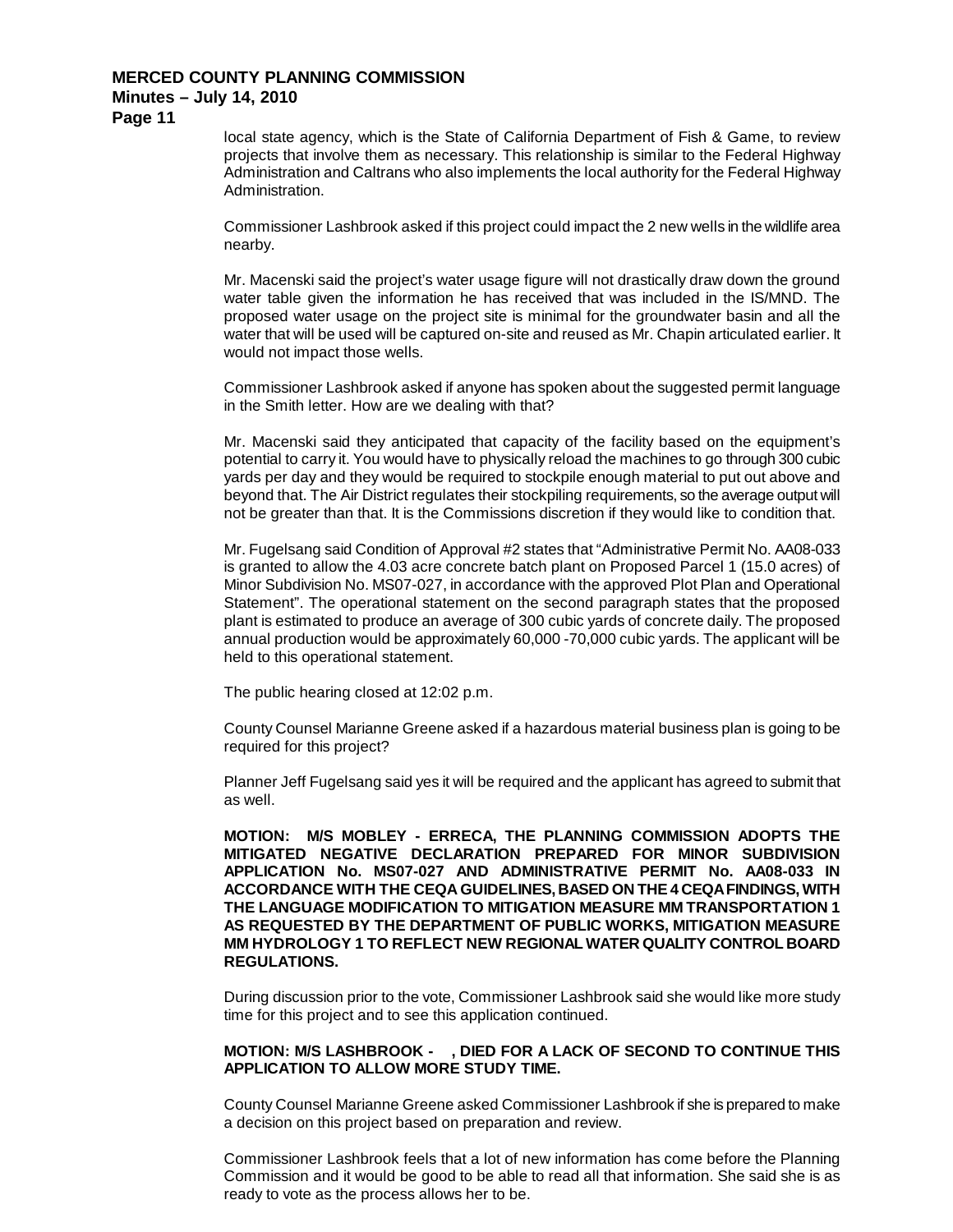local state agency, which is the State of California Department of Fish & Game, to review projects that involve them as necessary. This relationship is similar to the Federal Highway Administration and Caltrans who also implements the local authority for the Federal Highway Administration.

Commissioner Lashbrook asked if this project could impact the 2 new wells in the wildlife area nearby.

Mr. Macenski said the project's water usage figure will not drastically draw down the ground water table given the information he has received that was included in the IS/MND. The proposed water usage on the project site is minimal for the groundwater basin and all the water that will be used will be captured on-site and reused as Mr. Chapin articulated earlier. It would not impact those wells.

Commissioner Lashbrook asked if anyone has spoken about the suggested permit language in the Smith letter. How are we dealing with that?

Mr. Macenski said they anticipated that capacity of the facility based on the equipment's potential to carry it. You would have to physically reload the machines to go through 300 cubic yards per day and they would be required to stockpile enough material to put out above and beyond that. The Air District regulates their stockpiling requirements, so the average output will not be greater than that. It is the Commissions discretion if they would like to condition that.

Mr. Fugelsang said Condition of Approval #2 states that "Administrative Permit No. AA08-033 is granted to allow the 4.03 acre concrete batch plant on Proposed Parcel 1 (15.0 acres) of Minor Subdivision No. MS07-027, in accordance with the approved Plot Plan and Operational Statement". The operational statement on the second paragraph states that the proposed plant is estimated to produce an average of 300 cubic yards of concrete daily. The proposed annual production would be approximately 60,000 -70,000 cubic yards. The applicant will be held to this operational statement.

The public hearing closed at 12:02 p.m.

County Counsel Marianne Greene asked if a hazardous material business plan is going to be required for this project?

Planner Jeff Fugelsang said yes it will be required and the applicant has agreed to submit that as well.

**MOTION: M/S MOBLEY - ERRECA, THE PLANNING COMMISSION ADOPTS THE MITIGATED NEGATIVE DECLARATION PREPARED FOR MINOR SUBDIVISION APPLICATION No. MS07-027 AND ADMINISTRATIVE PERMIT No. AA08-033 IN ACCORDANCE WITH THE CEQA GUIDELINES, BASED ON THE 4 CEQA FINDINGS, WITH THE LANGUAGE MODIFICATION TO MITIGATION MEASURE MM TRANSPORTATION 1 AS REQUESTED BY THE DEPARTMENT OF PUBLIC WORKS, MITIGATION MEASURE MM HYDROLOGY 1 TO REFLECT NEW REGIONAL WATER QUALITY CONTROL BOARD REGULATIONS.**

During discussion prior to the vote, Commissioner Lashbrook said she would like more study time for this project and to see this application continued.

**MOTION: M/S LASHBROOK - , DIED FOR A LACK OF SECOND TO CONTINUE THIS APPLICATION TO ALLOW MORE STUDY TIME.**

County Counsel Marianne Greene asked Commissioner Lashbrook if she is prepared to make a decision on this project based on preparation and review.

Commissioner Lashbrook feels that a lot of new information has come before the Planning Commission and it would be good to be able to read all that information. She said she is as ready to vote as the process allows her to be.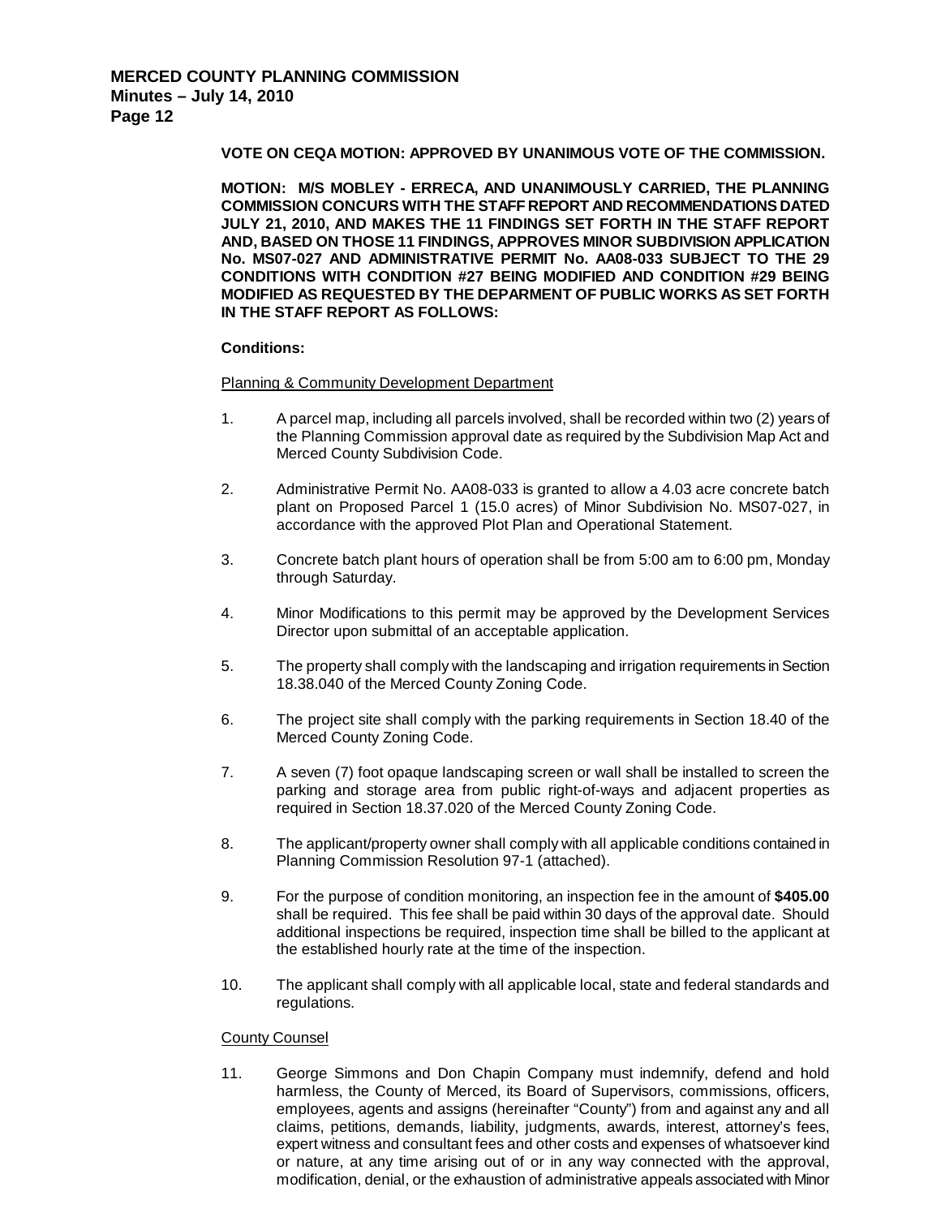**VOTE ON CEQA MOTION: APPROVED BY UNANIMOUS VOTE OF THE COMMISSION.**

**MOTION: M/S MOBLEY - ERRECA, AND UNANIMOUSLY CARRIED, THE PLANNING COMMISSION CONCURS WITH THE STAFF REPORT AND RECOMMENDATIONS DATED JULY 21, 2010, AND MAKES THE 11 FINDINGS SET FORTH IN THE STAFF REPORT AND, BASED ON THOSE 11 FINDINGS, APPROVES MINOR SUBDIVISION APPLICATION No. MS07-027 AND ADMINISTRATIVE PERMIT No. AA08-033 SUBJECT TO THE 29 CONDITIONS WITH CONDITION #27 BEING MODIFIED AND CONDITION #29 BEING MODIFIED AS REQUESTED BY THE DEPARMENT OF PUBLIC WORKS AS SET FORTH IN THE STAFF REPORT AS FOLLOWS:**

**Conditions:**

Planning & Community Development Department

1. A parcel map, including all parcels involved, shall be recorded within two (2) years of the Planning Commission approval date as required by the Subdivision Map Act and Merced County Subdivision Code.

2. Administrative Permit No. AA08-033 is granted to allow a 4.03 acre concrete batch plant on Proposed Parcel 1 (15.0 acres) of Minor Subdivision No. MS07-027, in accordance with the approved Plot Plan and Operational Statement.

3. Concrete batch plant hours of operation shall be from 5:00 am to 6:00 pm, Monday through Saturday.

4. Minor Modifications to this permit may be approved by the Development Services Director upon submittal of an acceptable application.

5. The property shall comply with the landscaping and irrigation requirements in Section 18.38.040 of the Merced County Zoning Code.

6. The project site shall comply with the parking requirements in Section 18.40 of the Merced County Zoning Code.

7. A seven (7) foot opaque landscaping screen or wall shall be installed to screen the parking and storage area from public right-of-ways and adjacent properties as required in Section 18.37.020 of the Merced County Zoning Code.

8. The applicant/property owner shall comply with all applicable conditions contained in Planning Commission Resolution 97-1 (attached).

9. For the purpose of condition monitoring, an inspection fee in the amount of **$405.00** shall be required. This fee shall be paid within 30 days of the approval date. Should additional inspections be required, inspection time shall be billed to the applicant at the established hourly rate at the time of the inspection.

10. The applicant shall comply with all applicable local, state and federal standards and regulations.

County Counsel

11. George Simmons and Don Chapin Company must indemnify, defend and hold harmless, the County of Merced, its Board of Supervisors, commissions, officers, employees, agents and assigns (hereinafter "County") from and against any and all claims, petitions, demands, liability, judgments, awards, interest, attorney's fees, expert witness and consultant fees and other costs and expenses of whatsoever kind or nature, at any time arising out of or in any way connected with the approval, modification, denial, or the exhaustion of administrative appeals associated with Minor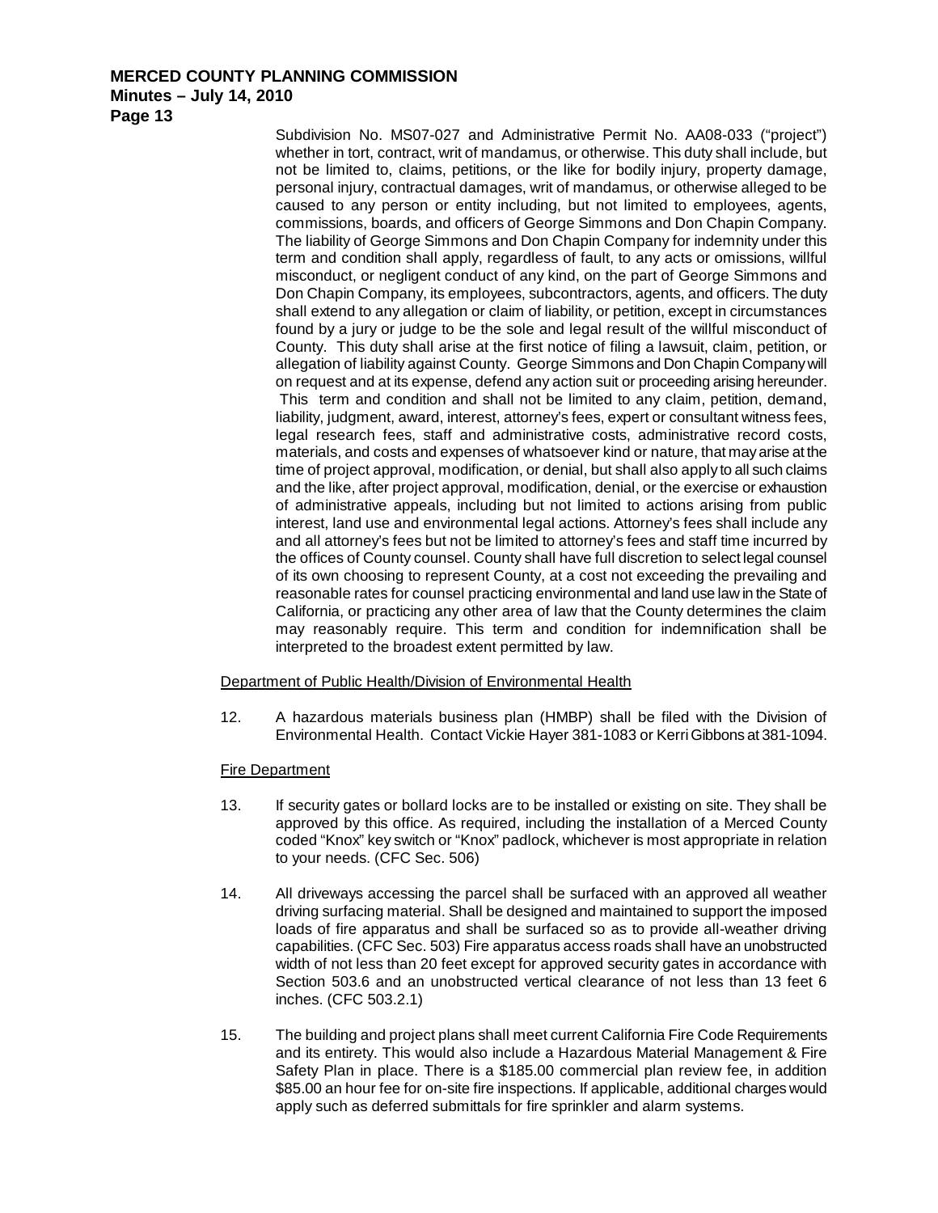Subdivision No. MS07-027 and Administrative Permit No. AA08-033 ("project") whether in tort, contract, writ of mandamus, or otherwise. This duty shall include, but not be limited to, claims, petitions, or the like for bodily injury, property damage, personal injury, contractual damages, writ of mandamus, or otherwise alleged to be caused to any person or entity including, but not limited to employees, agents, commissions, boards, and officers of George Simmons and Don Chapin Company. The liability of George Simmons and Don Chapin Company for indemnity under this term and condition shall apply, regardless of fault, to any acts or omissions, willful misconduct, or negligent conduct of any kind, on the part of George Simmons and Don Chapin Company, its employees, subcontractors, agents, and officers. The duty shall extend to any allegation or claim of liability, or petition, except in circumstances found by a jury or judge to be the sole and legal result of the willful misconduct of County. This duty shall arise at the first notice of filing a lawsuit, claim, petition, or allegation of liability against County. George Simmons and Don Chapin Company will on request and at its expense, defend any action suit or proceeding arising hereunder. This term and condition and shall not be limited to any claim, petition, demand, liability, judgment, award, interest, attorney's fees, expert or consultant witness fees, legal research fees, staff and administrative costs, administrative record costs, materials, and costs and expenses of whatsoever kind or nature, that may arise at the time of project approval, modification, or denial, but shall also apply to all such claims and the like, after project approval, modification, denial, or the exercise or exhaustion of administrative appeals, including but not limited to actions arising from public interest, land use and environmental legal actions. Attorney's fees shall include any and all attorney's fees but not be limited to attorney's fees and staff time incurred by the offices of County counsel. County shall have full discretion to select legal counsel of its own choosing to represent County, at a cost not exceeding the prevailing and reasonable rates for counsel practicing environmental and land use law in the State of California, or practicing any other area of law that the County determines the claim may reasonably require. This term and condition for indemnification shall be interpreted to the broadest extent permitted by law.

Department of Public Health/Division of Environmental Health

12. A hazardous materials business plan (HMBP) shall be filed with the Division of Environmental Health. Contact Vickie Hayer 381-1083 or Kerri Gibbons at 381-1094.

Fire Department

13. If security gates or bollard locks are to be installed or existing on site. They shall be approved by this office. As required, including the installation of a Merced County coded "Knox" key switch or "Knox" padlock, whichever is most appropriate in relation to your needs. (CFC Sec. 506)

14. All driveways accessing the parcel shall be surfaced with an approved all weather driving surfacing material. Shall be designed and maintained to support the imposed loads of fire apparatus and shall be surfaced so as to provide all-weather driving capabilities. (CFC Sec. 503) Fire apparatus access roads shall have an unobstructed width of not less than 20 feet except for approved security gates in accordance with Section 503.6 and an unobstructed vertical clearance of not less than 13 feet 6 inches. (CFC 503.2.1)

15. The building and project plans shall meet current California Fire Code Requirements and its entirety. This would also include a Hazardous Material Management & Fire Safety Plan in place. There is a $185.00 commercial plan review fee, in addition $85.00 an hour fee for on-site fire inspections. If applicable, additional charges would apply such as deferred submittals for fire sprinkler and alarm systems.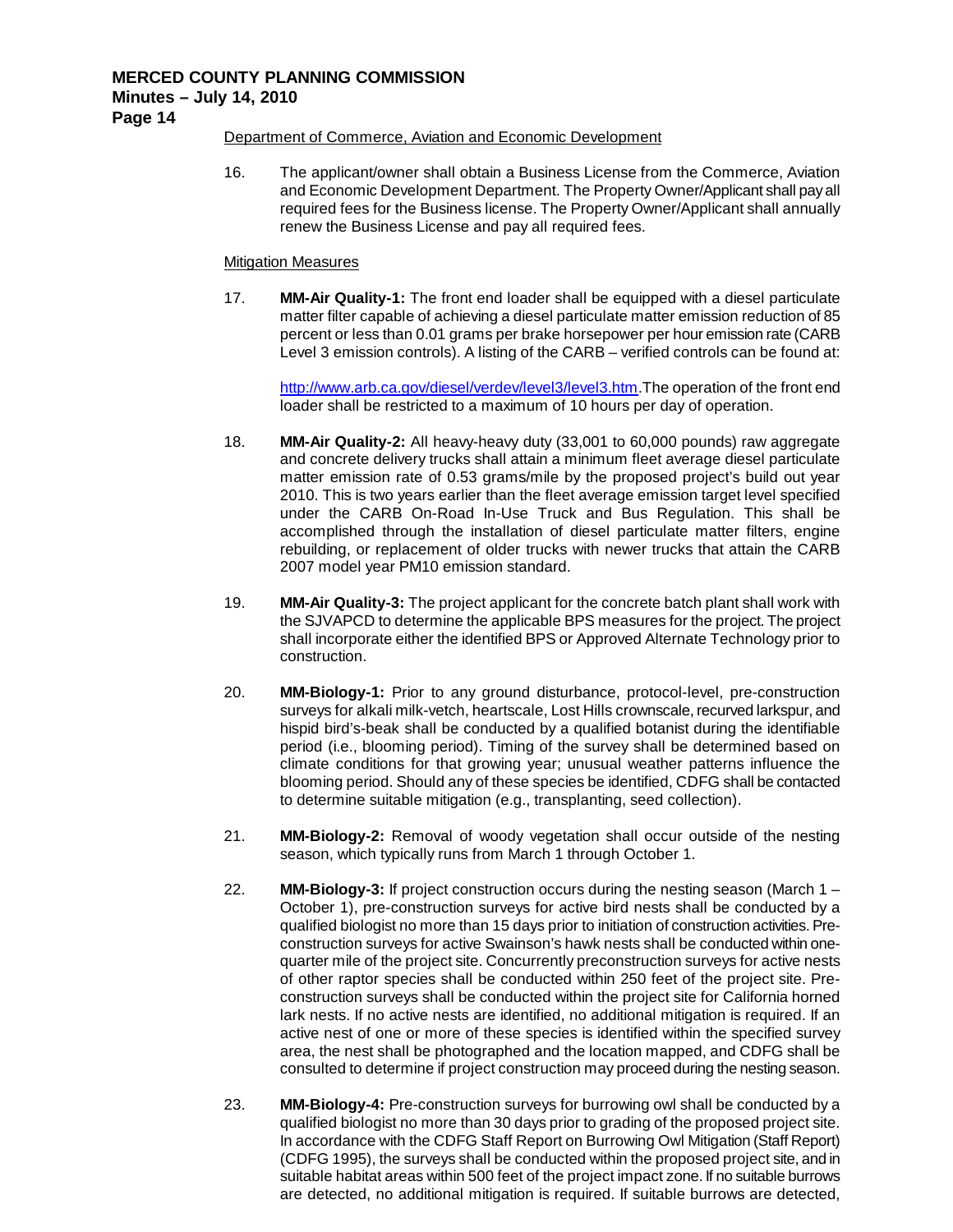Department of Commerce, Aviation and Economic Development

16. The applicant/owner shall obtain a Business License from the Commerce, Aviation and Economic Development Department. The Property Owner/Applicant shall pay all required fees for the Business license. The Property Owner/Applicant shall annually renew the Business License and pay all required fees.

Mitigation Measures

17. **MM-Air Quality-1:** The front end loader shall be equipped with a diesel particulate matter filter capable of achieving a diesel particulate matter emission reduction of 85 percent or less than 0.01 grams per brake horsepower per hour emission rate (CARB Level 3 emission controls). A listing of the CARB – verified controls can be found at:

    http://www.arb.ca.gov/diesel/verdev/level3/level3.htm.The operation of the front end loader shall be restricted to a maximum of 10 hours per day of operation.

18. **MM-Air Quality-2:** All heavy-heavy duty (33,001 to 60,000 pounds) raw aggregate and concrete delivery trucks shall attain a minimum fleet average diesel particulate matter emission rate of 0.53 grams/mile by the proposed project's build out year 2010. This is two years earlier than the fleet average emission target level specified under the CARB On-Road In-Use Truck and Bus Regulation. This shall be accomplished through the installation of diesel particulate matter filters, engine rebuilding, or replacement of older trucks with newer trucks that attain the CARB 2007 model year PM10 emission standard.

19. **MM-Air Quality-3:** The project applicant for the concrete batch plant shall work with the SJVAPCD to determine the applicable BPS measures for the project. The project shall incorporate either the identified BPS or Approved Alternate Technology prior to construction.

20. **MM-Biology-1:** Prior to any ground disturbance, protocol-level, pre-construction surveys for alkali milk-vetch, heartscale, Lost Hills crownscale, recurved larkspur, and hispid bird's-beak shall be conducted by a qualified botanist during the identifiable period (i.e., blooming period). Timing of the survey shall be determined based on climate conditions for that growing year; unusual weather patterns influence the blooming period. Should any of these species be identified, CDFG shall be contacted to determine suitable mitigation (e.g., transplanting, seed collection).

21. **MM-Biology-2:** Removal of woody vegetation shall occur outside of the nesting season, which typically runs from March 1 through October 1.

22. **MM-Biology-3:** If project construction occurs during the nesting season (March 1 – October 1), pre-construction surveys for active bird nests shall be conducted by a qualified biologist no more than 15 days prior to initiation of construction activities. Pre-construction surveys for active Swainson's hawk nests shall be conducted within one-quarter mile of the project site. Concurrently preconstruction surveys for active nests of other raptor species shall be conducted within 250 feet of the project site. Pre-construction surveys shall be conducted within the project site for California horned lark nests. If no active nests are identified, no additional mitigation is required. If an active nest of one or more of these species is identified within the specified survey area, the nest shall be photographed and the location mapped, and CDFG shall be consulted to determine if project construction may proceed during the nesting season.

23. **MM-Biology-4:** Pre-construction surveys for burrowing owl shall be conducted by a qualified biologist no more than 30 days prior to grading of the proposed project site. In accordance with the CDFG Staff Report on Burrowing Owl Mitigation (Staff Report) (CDFG 1995), the surveys shall be conducted within the proposed project site, and in suitable habitat areas within 500 feet of the project impact zone. If no suitable burrows are detected, no additional mitigation is required. If suitable burrows are detected,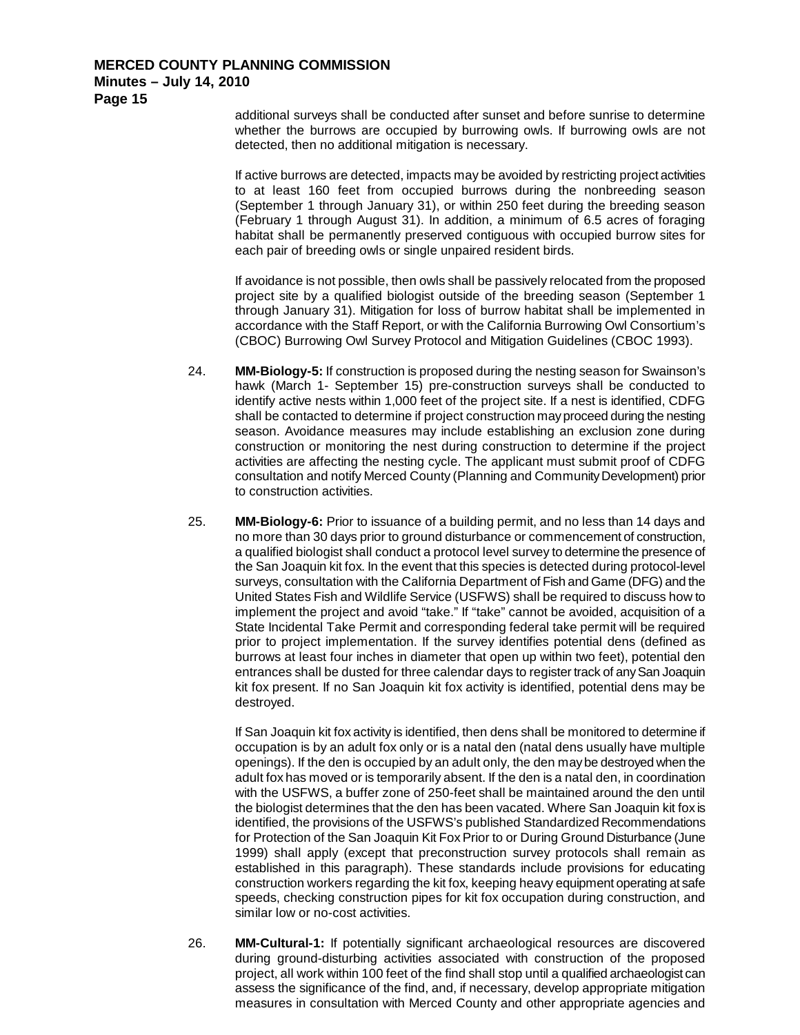additional surveys shall be conducted after sunset and before sunrise to determine whether the burrows are occupied by burrowing owls. If burrowing owls are not detected, then no additional mitigation is necessary.

If active burrows are detected, impacts may be avoided by restricting project activities to at least 160 feet from occupied burrows during the nonbreeding season (September 1 through January 31), or within 250 feet during the breeding season (February 1 through August 31). In addition, a minimum of 6.5 acres of foraging habitat shall be permanently preserved contiguous with occupied burrow sites for each pair of breeding owls or single unpaired resident birds.

If avoidance is not possible, then owls shall be passively relocated from the proposed project site by a qualified biologist outside of the breeding season (September 1 through January 31). Mitigation for loss of burrow habitat shall be implemented in accordance with the Staff Report, or with the California Burrowing Owl Consortium's (CBOC) Burrowing Owl Survey Protocol and Mitigation Guidelines (CBOC 1993).

24. **MM-Biology-5:** If construction is proposed during the nesting season for Swainson's hawk (March 1- September 15) pre-construction surveys shall be conducted to identify active nests within 1,000 feet of the project site. If a nest is identified, CDFG shall be contacted to determine if project construction may proceed during the nesting season. Avoidance measures may include establishing an exclusion zone during construction or monitoring the nest during construction to determine if the project activities are affecting the nesting cycle. The applicant must submit proof of CDFG consultation and notify Merced County (Planning and Community Development) prior to construction activities.

25. **MM-Biology-6:** Prior to issuance of a building permit, and no less than 14 days and no more than 30 days prior to ground disturbance or commencement of construction, a qualified biologist shall conduct a protocol level survey to determine the presence of the San Joaquin kit fox. In the event that this species is detected during protocol-level surveys, consultation with the California Department of Fish and Game (DFG) and the United States Fish and Wildlife Service (USFWS) shall be required to discuss how to implement the project and avoid "take." If "take" cannot be avoided, acquisition of a State Incidental Take Permit and corresponding federal take permit will be required prior to project implementation. If the survey identifies potential dens (defined as burrows at least four inches in diameter that open up within two feet), potential den entrances shall be dusted for three calendar days to register track of any San Joaquin kit fox present. If no San Joaquin kit fox activity is identified, potential dens may be destroyed.

    If San Joaquin kit fox activity is identified, then dens shall be monitored to determine if occupation is by an adult fox only or is a natal den (natal dens usually have multiple openings). If the den is occupied by an adult only, the den may be destroyed when the adult fox has moved or is temporarily absent. If the den is a natal den, in coordination with the USFWS, a buffer zone of 250-feet shall be maintained around the den until the biologist determines that the den has been vacated. Where San Joaquin kit fox is identified, the provisions of the USFWS's published Standardized Recommendations for Protection of the San Joaquin Kit Fox Prior to or During Ground Disturbance (June 1999) shall apply (except that preconstruction survey protocols shall remain as established in this paragraph). These standards include provisions for educating construction workers regarding the kit fox, keeping heavy equipment operating at safe speeds, checking construction pipes for kit fox occupation during construction, and similar low or no-cost activities.

26. **MM-Cultural-1:** If potentially significant archaeological resources are discovered during ground-disturbing activities associated with construction of the proposed project, all work within 100 feet of the find shall stop until a qualified archaeologist can assess the significance of the find, and, if necessary, develop appropriate mitigation measures in consultation with Merced County and other appropriate agencies and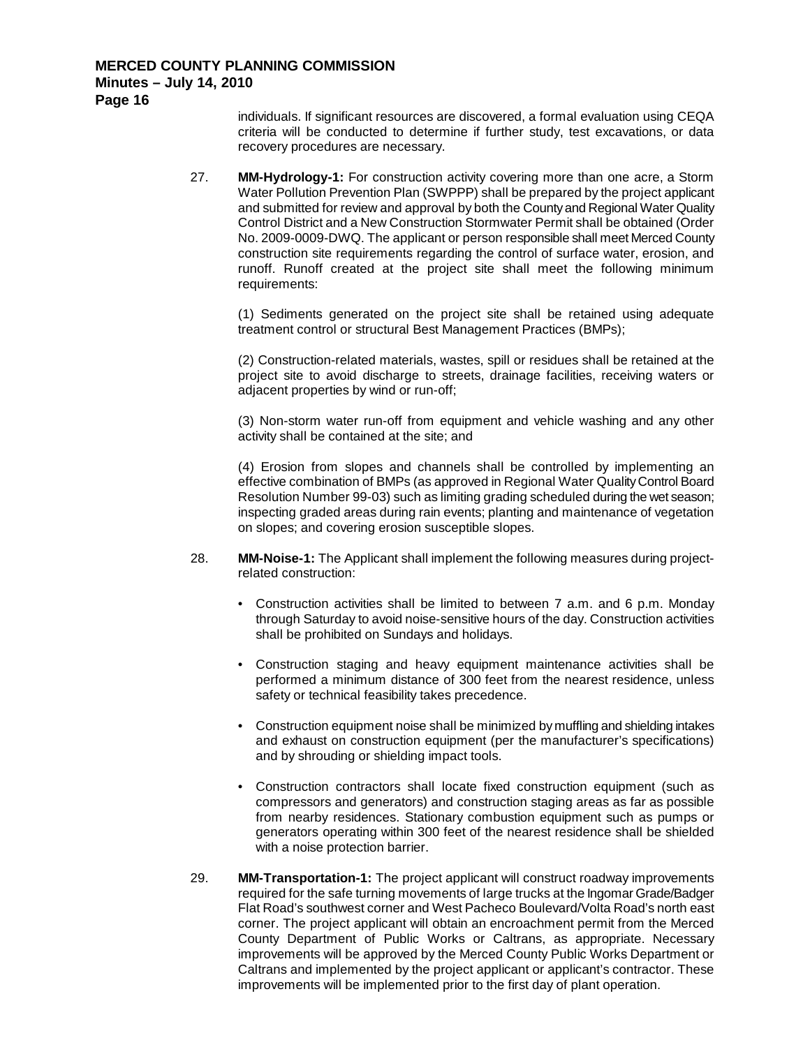individuals. If significant resources are discovered, a formal evaluation using CEQA criteria will be conducted to determine if further study, test excavations, or data recovery procedures are necessary.

27. **MM-Hydrology-1:** For construction activity covering more than one acre, a Storm Water Pollution Prevention Plan (SWPPP) shall be prepared by the project applicant and submitted for review and approval by both the County and Regional Water Quality Control District and a New Construction Stormwater Permit shall be obtained (Order No. 2009-0009-DWQ. The applicant or person responsible shall meet Merced County construction site requirements regarding the control of surface water, erosion, and runoff. Runoff created at the project site shall meet the following minimum requirements:

   (1) Sediments generated on the project site shall be retained using adequate treatment control or structural Best Management Practices (BMPs);

   (2) Construction-related materials, wastes, spill or residues shall be retained at the project site to avoid discharge to streets, drainage facilities, receiving waters or adjacent properties by wind or run-off;

   (3) Non-storm water run-off from equipment and vehicle washing and any other activity shall be contained at the site; and

   (4) Erosion from slopes and channels shall be controlled by implementing an effective combination of BMPs (as approved in Regional Water Quality Control Board Resolution Number 99-03) such as limiting grading scheduled during the wet season; inspecting graded areas during rain events; planting and maintenance of vegetation on slopes; and covering erosion susceptible slopes.

28. **MM-Noise-1:** The Applicant shall implement the following measures during project-related construction:

   - Construction activities shall be limited to between 7 a.m. and 6 p.m. Monday through Saturday to avoid noise-sensitive hours of the day. Construction activities shall be prohibited on Sundays and holidays.

   - Construction staging and heavy equipment maintenance activities shall be performed a minimum distance of 300 feet from the nearest residence, unless safety or technical feasibility takes precedence.

   - Construction equipment noise shall be minimized by muffling and shielding intakes and exhaust on construction equipment (per the manufacturer's specifications) and by shrouding or shielding impact tools.

   - Construction contractors shall locate fixed construction equipment (such as compressors and generators) and construction staging areas as far as possible from nearby residences. Stationary combustion equipment such as pumps or generators operating within 300 feet of the nearest residence shall be shielded with a noise protection barrier.

29. **MM-Transportation-1:** The project applicant will construct roadway improvements required for the safe turning movements of large trucks at the Ingomar Grade/Badger Flat Road's southwest corner and West Pacheco Boulevard/Volta Road's north east corner. The project applicant will obtain an encroachment permit from the Merced County Department of Public Works or Caltrans, as appropriate. Necessary improvements will be approved by the Merced County Public Works Department or Caltrans and implemented by the project applicant or applicant's contractor. These improvements will be implemented prior to the first day of plant operation.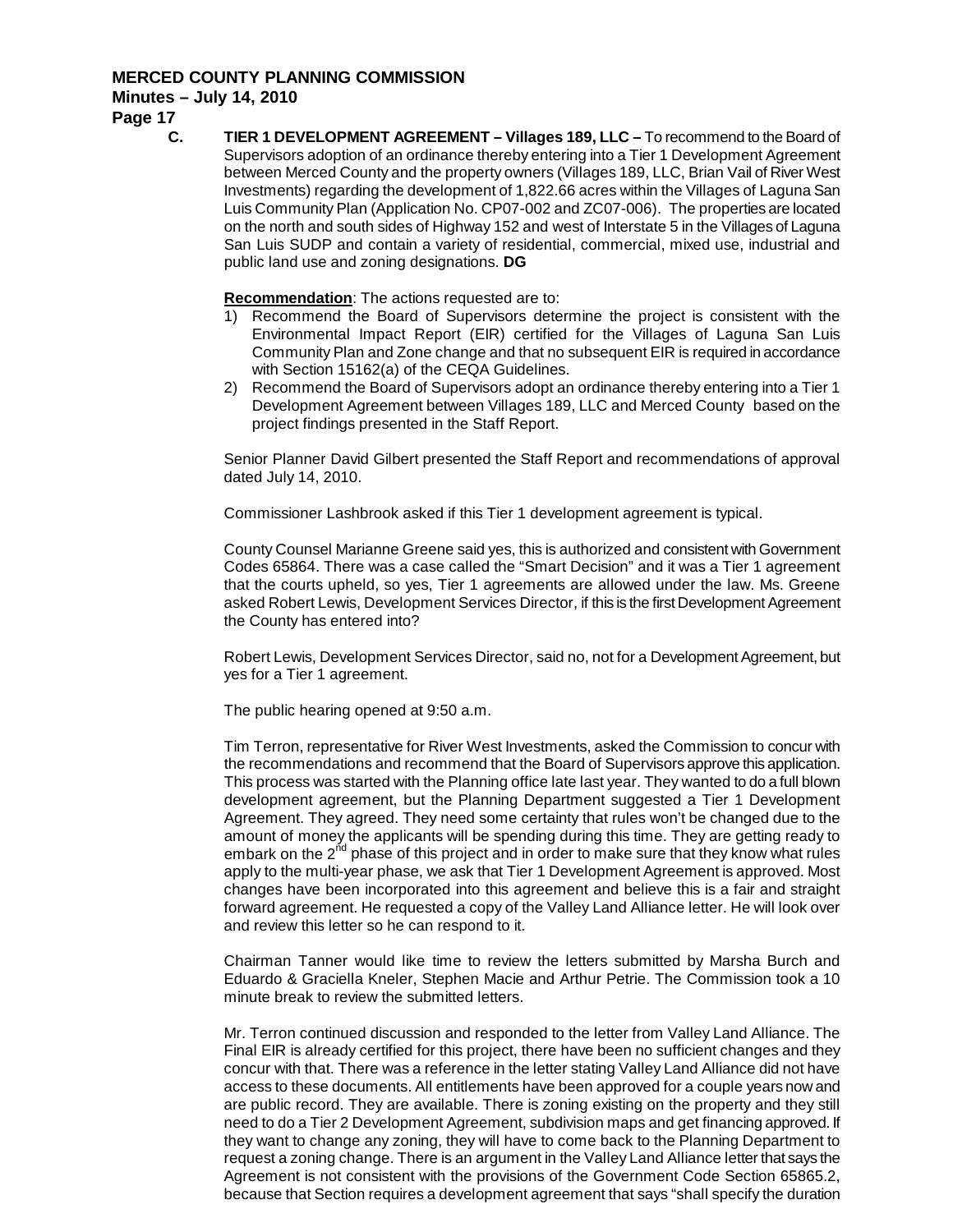**C. TIER 1 DEVELOPMENT AGREEMENT – Villages 189, LLC –** To recommend to the Board of Supervisors adoption of an ordinance thereby entering into a Tier 1 Development Agreement between Merced County and the property owners (Villages 189, LLC, Brian Vail of River West Investments) regarding the development of 1,822.66 acres within the Villages of Laguna San Luis Community Plan (Application No. CP07-002 and ZC07-006). The properties are located on the north and south sides of Highway 152 and west of Interstate 5 in the Villages of Laguna San Luis SUDP and contain a variety of residential, commercial, mixed use, industrial and public land use and zoning designations. **DG**

**Recommendation**: The actions requested are to:

1) Recommend the Board of Supervisors determine the project is consistent with the Environmental Impact Report (EIR) certified for the Villages of Laguna San Luis Community Plan and Zone change and that no subsequent EIR is required in accordance with Section 15162(a) of the CEQA Guidelines.
2) Recommend the Board of Supervisors adopt an ordinance thereby entering into a Tier 1 Development Agreement between Villages 189, LLC and Merced County based on the project findings presented in the Staff Report.

Senior Planner David Gilbert presented the Staff Report and recommendations of approval dated July 14, 2010.

Commissioner Lashbrook asked if this Tier 1 development agreement is typical.

County Counsel Marianne Greene said yes, this is authorized and consistent with Government Codes 65864. There was a case called the "Smart Decision" and it was a Tier 1 agreement that the courts upheld, so yes, Tier 1 agreements are allowed under the law. Ms. Greene asked Robert Lewis, Development Services Director, if this is the first Development Agreement the County has entered into?

Robert Lewis, Development Services Director, said no, not for a Development Agreement, but yes for a Tier 1 agreement.

The public hearing opened at 9:50 a.m.

Tim Terron, representative for River West Investments, asked the Commission to concur with the recommendations and recommend that the Board of Supervisors approve this application. This process was started with the Planning office late last year. They wanted to do a full blown development agreement, but the Planning Department suggested a Tier 1 Development Agreement. They agreed. They need some certainty that rules won't be changed due to the amount of money the applicants will be spending during this time. They are getting ready to embark on the 2nd phase of this project and in order to make sure that they know what rules apply to the multi-year phase, we ask that Tier 1 Development Agreement is approved. Most changes have been incorporated into this agreement and believe this is a fair and straight forward agreement. He requested a copy of the Valley Land Alliance letter. He will look over and review this letter so he can respond to it.

Chairman Tanner would like time to review the letters submitted by Marsha Burch and Eduardo & Graciella Kneler, Stephen Macie and Arthur Petrie. The Commission took a 10 minute break to review the submitted letters.

Mr. Terron continued discussion and responded to the letter from Valley Land Alliance. The Final EIR is already certified for this project, there have been no sufficient changes and they concur with that. There was a reference in the letter stating Valley Land Alliance did not have access to these documents. All entitlements have been approved for a couple years now and are public record. They are available. There is zoning existing on the property and they still need to do a Tier 2 Development Agreement, subdivision maps and get financing approved. If they want to change any zoning, they will have to come back to the Planning Department to request a zoning change. There is an argument in the Valley Land Alliance letter that says the Agreement is not consistent with the provisions of the Government Code Section 65865.2, because that Section requires a development agreement that says "shall specify the duration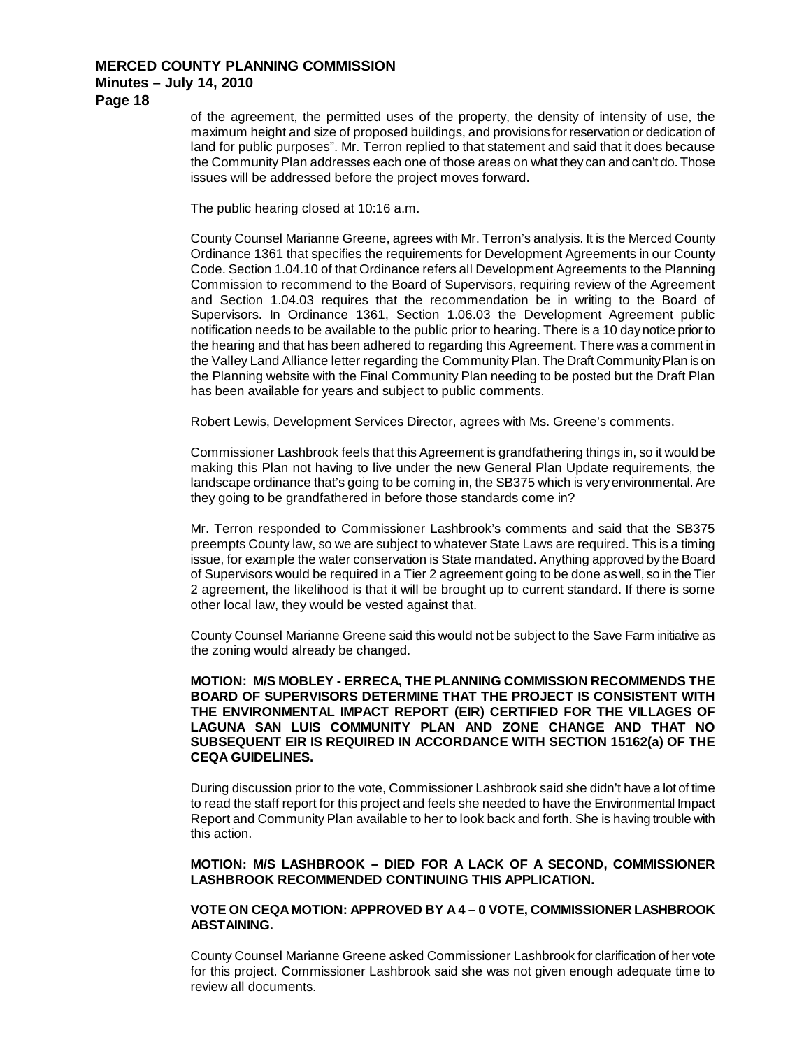of the agreement, the permitted uses of the property, the density of intensity of use, the maximum height and size of proposed buildings, and provisions for reservation or dedication of land for public purposes". Mr. Terron replied to that statement and said that it does because the Community Plan addresses each one of those areas on what they can and can't do. Those issues will be addressed before the project moves forward.

The public hearing closed at 10:16 a.m.

County Counsel Marianne Greene, agrees with Mr. Terron's analysis. It is the Merced County Ordinance 1361 that specifies the requirements for Development Agreements in our County Code. Section 1.04.10 of that Ordinance refers all Development Agreements to the Planning Commission to recommend to the Board of Supervisors, requiring review of the Agreement and Section 1.04.03 requires that the recommendation be in writing to the Board of Supervisors. In Ordinance 1361, Section 1.06.03 the Development Agreement public notification needs to be available to the public prior to hearing. There is a 10 day notice prior to the hearing and that has been adhered to regarding this Agreement. There was a comment in the Valley Land Alliance letter regarding the Community Plan. The Draft Community Plan is on the Planning website with the Final Community Plan needing to be posted but the Draft Plan has been available for years and subject to public comments.

Robert Lewis, Development Services Director, agrees with Ms. Greene's comments.

Commissioner Lashbrook feels that this Agreement is grandfathering things in, so it would be making this Plan not having to live under the new General Plan Update requirements, the landscape ordinance that's going to be coming in, the SB375 which is very environmental. Are they going to be grandfathered in before those standards come in?

Mr. Terron responded to Commissioner Lashbrook's comments and said that the SB375 preempts County law, so we are subject to whatever State Laws are required. This is a timing issue, for example the water conservation is State mandated. Anything approved by the Board of Supervisors would be required in a Tier 2 agreement going to be done as well, so in the Tier 2 agreement, the likelihood is that it will be brought up to current standard. If there is some other local law, they would be vested against that.

County Counsel Marianne Greene said this would not be subject to the Save Farm initiative as the zoning would already be changed.

**MOTION: M/S MOBLEY - ERRECA, THE PLANNING COMMISSION RECOMMENDS THE BOARD OF SUPERVISORS DETERMINE THAT THE PROJECT IS CONSISTENT WITH THE ENVIRONMENTAL IMPACT REPORT (EIR) CERTIFIED FOR THE VILLAGES OF LAGUNA SAN LUIS COMMUNITY PLAN AND ZONE CHANGE AND THAT NO SUBSEQUENT EIR IS REQUIRED IN ACCORDANCE WITH SECTION 15162(a) OF THE CEQA GUIDELINES.**

During discussion prior to the vote, Commissioner Lashbrook said she didn't have a lot of time to read the staff report for this project and feels she needed to have the Environmental Impact Report and Community Plan available to her to look back and forth. She is having trouble with this action.

**MOTION: M/S LASHBROOK – DIED FOR A LACK OF A SECOND, COMMISSIONER LASHBROOK RECOMMENDED CONTINUING THIS APPLICATION.**

**VOTE ON CEQA MOTION: APPROVED BY A 4 – 0 VOTE, COMMISSIONER LASHBROOK ABSTAINING.**

County Counsel Marianne Greene asked Commissioner Lashbrook for clarification of her vote for this project. Commissioner Lashbrook said she was not given enough adequate time to review all documents.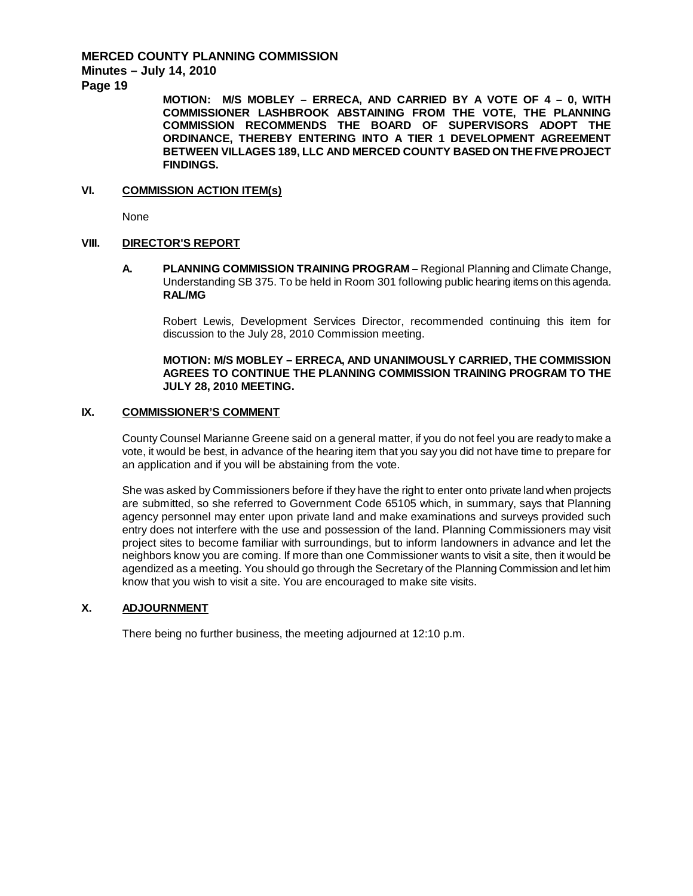**MOTION: M/S MOBLEY – ERRECA, AND CARRIED BY A VOTE OF 4 – 0, WITH COMMISSIONER LASHBROOK ABSTAINING FROM THE VOTE, THE PLANNING COMMISSION RECOMMENDS THE BOARD OF SUPERVISORS ADOPT THE ORDINANCE, THEREBY ENTERING INTO A TIER 1 DEVELOPMENT AGREEMENT BETWEEN VILLAGES 189, LLC AND MERCED COUNTY BASED ON THE FIVE PROJECT FINDINGS.**

## VI. COMMISSION ACTION ITEM(s)

None

## VIII. DIRECTOR'S REPORT

**A. PLANNING COMMISSION TRAINING PROGRAM –** Regional Planning and Climate Change, Understanding SB 375. To be held in Room 301 following public hearing items on this agenda. **RAL/MG**

Robert Lewis, Development Services Director, recommended continuing this item for discussion to the July 28, 2010 Commission meeting.

**MOTION: M/S MOBLEY – ERRECA, AND UNANIMOUSLY CARRIED, THE COMMISSION AGREES TO CONTINUE THE PLANNING COMMISSION TRAINING PROGRAM TO THE JULY 28, 2010 MEETING.**

## IX. COMMISSIONER'S COMMENT

County Counsel Marianne Greene said on a general matter, if you do not feel you are ready to make a vote, it would be best, in advance of the hearing item that you say you did not have time to prepare for an application and if you will be abstaining from the vote.

She was asked by Commissioners before if they have the right to enter onto private land when projects are submitted, so she referred to Government Code 65105 which, in summary, says that Planning agency personnel may enter upon private land and make examinations and surveys provided such entry does not interfere with the use and possession of the land. Planning Commissioners may visit project sites to become familiar with surroundings, but to inform landowners in advance and let the neighbors know you are coming. If more than one Commissioner wants to visit a site, then it would be agendized as a meeting. You should go through the Secretary of the Planning Commission and let him know that you wish to visit a site. You are encouraged to make site visits.

## X. ADJOURNMENT

There being no further business, the meeting adjourned at 12:10 p.m.